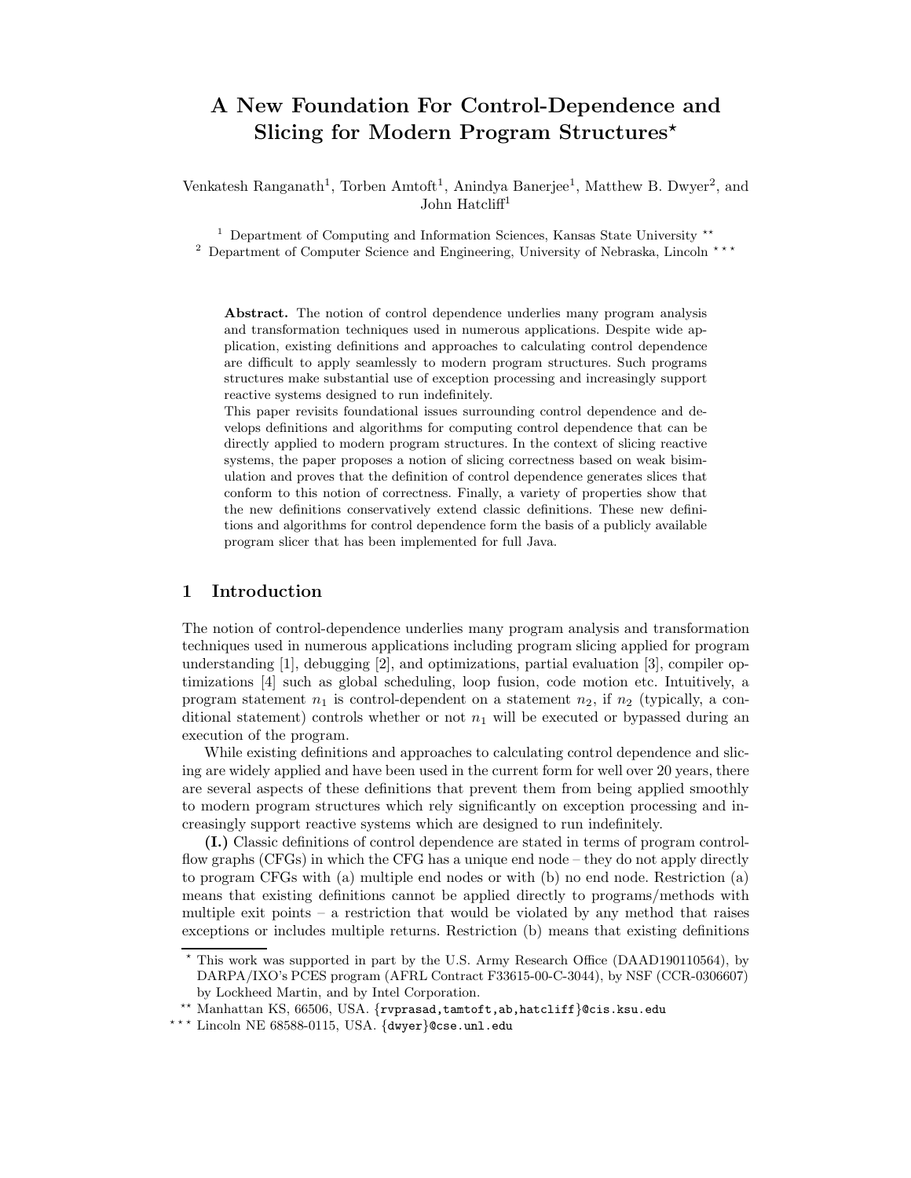# A New Foundation For Control-Dependence and Slicing for Modern Program Structures*

Venkatesh Ranganath[1], Torben Amtoft[1], Anindya Banerjee[1], Matthew B. Dwyer[2], and John Hatcliff[1]

[1] Department of Computing and Information Sciences, Kansas State University **

[2] Department of Computer Science and Engineering, University of Nebraska, Lincoln ***

**Abstract.** The notion of control dependence underlies many program analysis and transformation techniques used in numerous applications. Despite wide application, existing definitions and approaches to calculating control dependence are difficult to apply seamlessly to modern program structures. Such programs structures make substantial use of exception processing and increasingly support reactive systems designed to run indefinitely.
This paper revisits foundational issues surrounding control dependence and develops definitions and algorithms for computing control dependence that can be directly applied to modern program structures. In the context of slicing reactive systems, the paper proposes a notion of slicing correctness based on weak bisimulation and proves that the definition of control dependence generates slices that conform to this notion of correctness. Finally, a variety of properties show that the new definitions conservatively extend classic definitions. These new definitions and algorithms for control dependence form the basis of a publicly available program slicer that has been implemented for full Java.

## 1 Introduction

The notion of control-dependence underlies many program analysis and transformation techniques used in numerous applications including program slicing applied for program understanding [1], debugging [2], and optimizations, partial evaluation [3], compiler optimizations [4] such as global scheduling, loop fusion, code motion etc. Intuitively, a program statement $n_1$ is control-dependent on a statement $n_2$, if $n_2$ (typically, a conditional statement) controls whether or not $n_1$ will be executed or bypassed during an execution of the program.

While existing definitions and approaches to calculating control dependence and slicing are widely applied and have been used in the current form for well over 20 years, there are several aspects of these definitions that prevent them from being applied smoothly to modern program structures which rely significantly on exception processing and increasingly support reactive systems which are designed to run indefinitely.

**(I.)** Classic definitions of control dependence are stated in terms of program control-flow graphs (CFGs) in which the CFG has a unique end node – they do not apply directly to program CFGs with (a) multiple end nodes or with (b) no end node. Restriction (a) means that existing definitions cannot be applied directly to programs/methods with multiple exit points – a restriction that would be violated by any method that raises exceptions or includes multiple returns. Restriction (b) means that existing definitions

* This work was supported in part by the U.S. Army Research Office (DAAD190110564), by DARPA/IXO's PCES program (AFRL Contract F33615-00-C-3044), by NSF (CCR-0306607) by Lockheed Martin, and by Intel Corporation.

** Manhattan KS, 66506, USA. {rvprasad,tamtoft,ab,hatcliff}@cis.ksu.edu

*** Lincoln NE 68588-0115, USA. {dwyer}@cse.unl.edu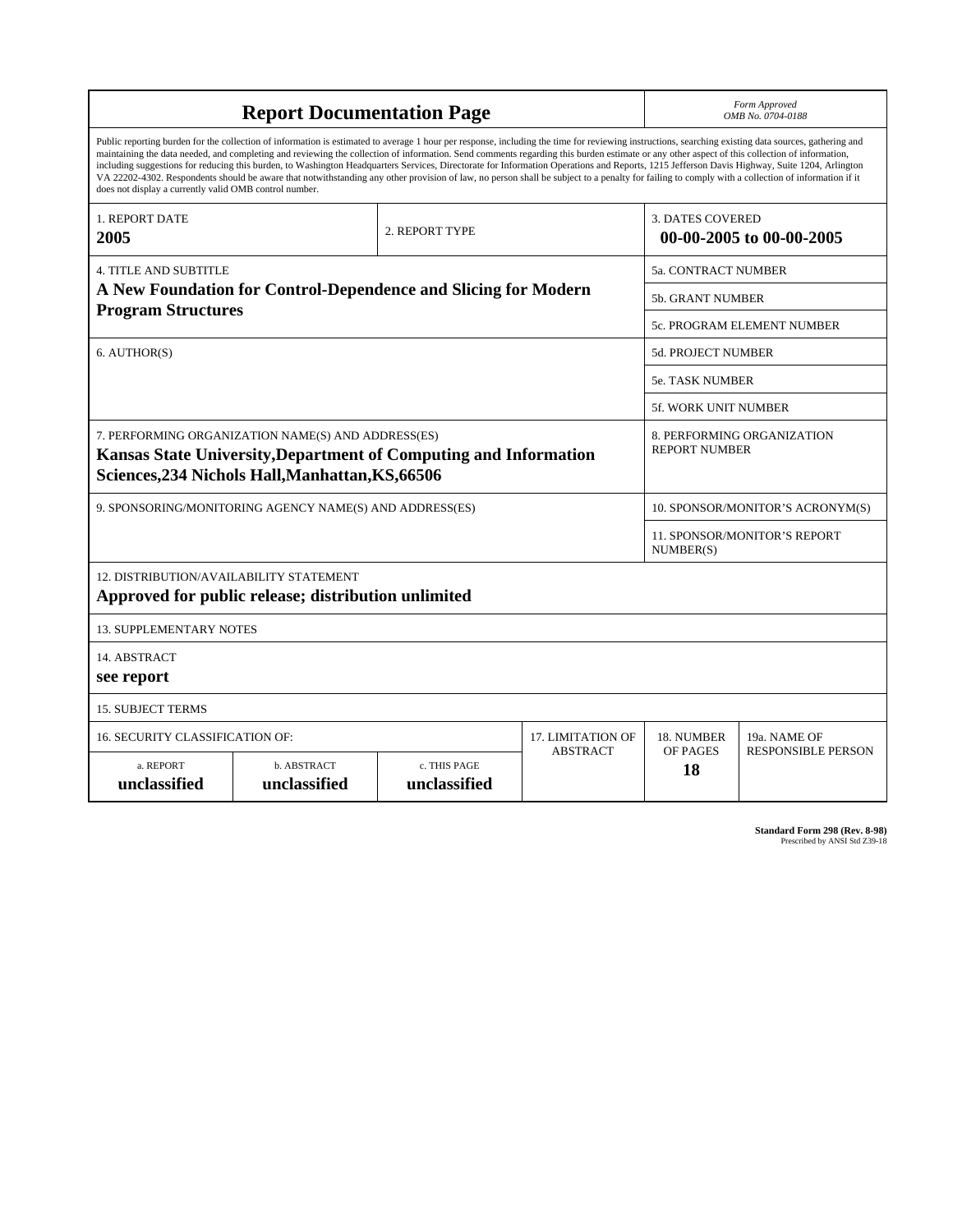# Report Documentation Page

*Form Approved*
*OMB No. 0704-0188*

Public reporting burden for the collection of information is estimated to average 1 hour per response, including the time for reviewing instructions, searching existing data sources, gathering and maintaining the data needed, and completing and reviewing the collection of information. Send comments regarding this burden estimate or any other aspect of this collection of information, including suggestions for reducing this burden, to Washington Headquarters Services, Directorate for Information Operations and Reports, 1215 Jefferson Davis Highway, Suite 1204, Arlington VA 22202-4302. Respondents should be aware that notwithstanding any other provision of law, no person shall be subject to a penalty for failing to comply with a collection of information if it does not display a currently valid OMB control number.

| 1. REPORT DATE | 2. REPORT TYPE | 3. DATES COVERED |
|---|---|---|
| **2005** | | **00-00-2005 to 00-00-2005** |

| 4. TITLE AND SUBTITLE | |
|---|---|
| **A New Foundation for Control-Dependence and Slicing for Modern Program Structures** | 5a. CONTRACT NUMBER |
| | 5b. GRANT NUMBER |
| | 5c. PROGRAM ELEMENT NUMBER |
| 6. AUTHOR(S) | 5d. PROJECT NUMBER |
| | 5e. TASK NUMBER |
| | 5f. WORK UNIT NUMBER |
| 7. PERFORMING ORGANIZATION NAME(S) AND ADDRESS(ES) **Kansas State University,Department of Computing and Information Sciences,234 Nichols Hall,Manhattan,KS,66506** | 8. PERFORMING ORGANIZATION REPORT NUMBER |
| 9. SPONSORING/MONITORING AGENCY NAME(S) AND ADDRESS(ES) | 10. SPONSOR/MONITOR'S ACRONYM(S) |
| | 11. SPONSOR/MONITOR'S REPORT NUMBER(S) |

12. DISTRIBUTION/AVAILABILITY STATEMENT
**Approved for public release; distribution unlimited**

13. SUPPLEMENTARY NOTES

14. ABSTRACT
**see report**

15. SUBJECT TERMS

| 16. SECURITY CLASSIFICATION OF: | | | 17. LIMITATION OF ABSTRACT | 18. NUMBER OF PAGES | 19a. NAME OF RESPONSIBLE PERSON |
|---|---|---|---|---|---|
| a. REPORT | b. ABSTRACT | c. THIS PAGE | | | |
| **unclassified** | **unclassified** | **unclassified** | | **18** | |

**Standard Form 298 (Rev. 8-98)**
Prescribed by ANSI Std Z39-18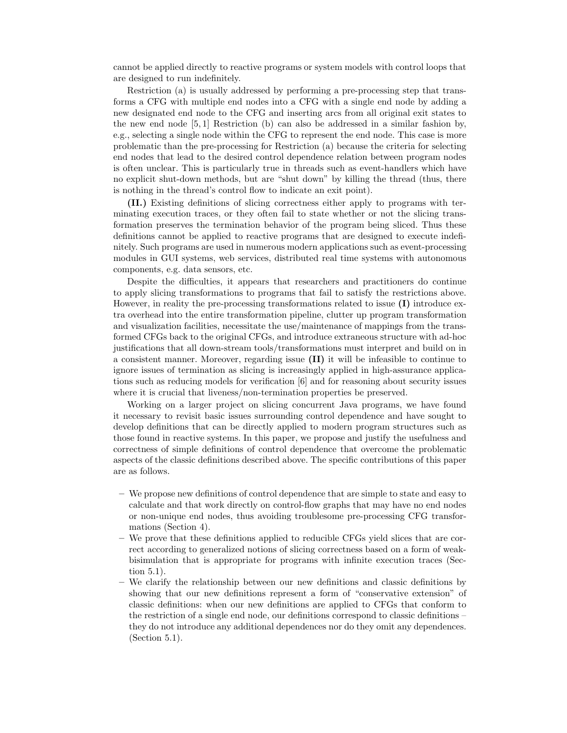cannot be applied directly to reactive programs or system models with control loops that are designed to run indefinitely.

Restriction (a) is usually addressed by performing a pre-processing step that transforms a CFG with multiple end nodes into a CFG with a single end node by adding a new designated end node to the CFG and inserting arcs from all original exit states to the new end node [5, 1] Restriction (b) can also be addressed in a similar fashion by, e.g., selecting a single node within the CFG to represent the end node. This case is more problematic than the pre-processing for Restriction (a) because the criteria for selecting end nodes that lead to the desired control dependence relation between program nodes is often unclear. This is particularly true in threads such as event-handlers which have no explicit shut-down methods, but are "shut down" by killing the thread (thus, there is nothing in the thread's control flow to indicate an exit point).

**(II.)** Existing definitions of slicing correctness either apply to programs with terminating execution traces, or they often fail to state whether or not the slicing transformation preserves the termination behavior of the program being sliced. Thus these definitions cannot be applied to reactive programs that are designed to execute indefinitely. Such programs are used in numerous modern applications such as event-processing modules in GUI systems, web services, distributed real time systems with autonomous components, e.g. data sensors, etc.

Despite the difficulties, it appears that researchers and practitioners do continue to apply slicing transformations to programs that fail to satisfy the restrictions above. However, in reality the pre-processing transformations related to issue **(I)** introduce extra overhead into the entire transformation pipeline, clutter up program transformation and visualization facilities, necessitate the use/maintenance of mappings from the transformed CFGs back to the original CFGs, and introduce extraneous structure with ad-hoc justifications that all down-stream tools/transformations must interpret and build on in a consistent manner. Moreover, regarding issue **(II)** it will be infeasible to continue to ignore issues of termination as slicing is increasingly applied in high-assurance applications such as reducing models for verification [6] and for reasoning about security issues where it is crucial that liveness/non-termination properties be preserved.

Working on a larger project on slicing concurrent Java programs, we have found it necessary to revisit basic issues surrounding control dependence and have sought to develop definitions that can be directly applied to modern program structures such as those found in reactive systems. In this paper, we propose and justify the usefulness and correctness of simple definitions of control dependence that overcome the problematic aspects of the classic definitions described above. The specific contributions of this paper are as follows.

- We propose new definitions of control dependence that are simple to state and easy to calculate and that work directly on control-flow graphs that may have no end nodes or non-unique end nodes, thus avoiding troublesome pre-processing CFG transformations (Section 4).
- We prove that these definitions applied to reducible CFGs yield slices that are correct according to generalized notions of slicing correctness based on a form of weak-bisimulation that is appropriate for programs with infinite execution traces (Section 5.1).
- We clarify the relationship between our new definitions and classic definitions by showing that our new definitions represent a form of "conservative extension" of classic definitions: when our new definitions are applied to CFGs that conform to the restriction of a single end node, our definitions correspond to classic definitions – they do not introduce any additional dependences nor do they omit any dependences. (Section 5.1).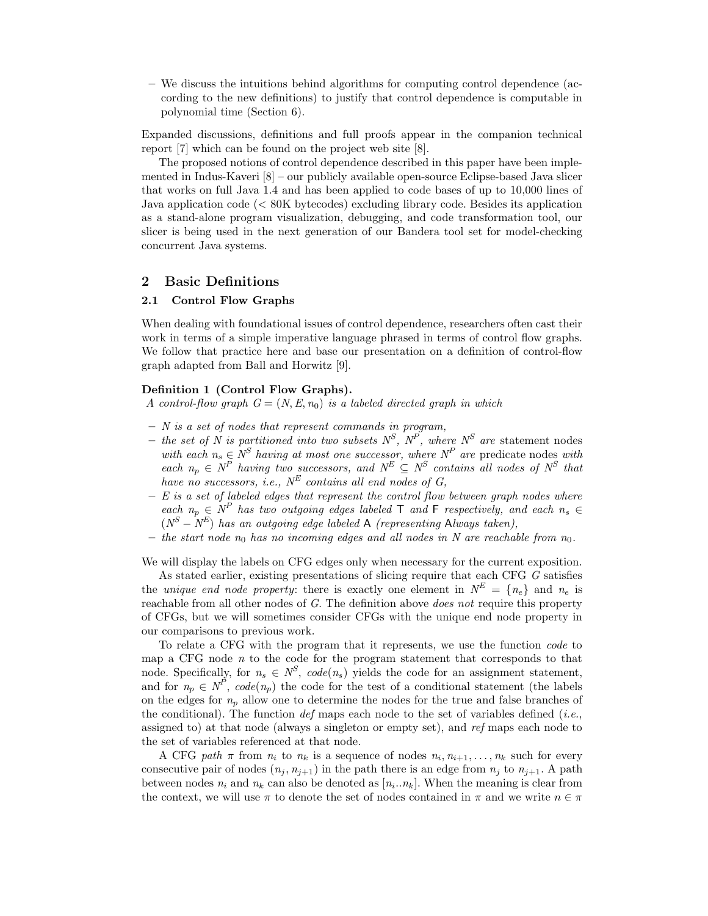– We discuss the intuitions behind algorithms for computing control dependence (according to the new definitions) to justify that control dependence is computable in polynomial time (Section 6).

Expanded discussions, definitions and full proofs appear in the companion technical report [7] which can be found on the project web site [8].

The proposed notions of control dependence described in this paper have been implemented in Indus-Kaveri [8] – our publicly available open-source Eclipse-based Java slicer that works on full Java 1.4 and has been applied to code bases of up to 10,000 lines of Java application code (< 80K bytecodes) excluding library code. Besides its application as a stand-alone program visualization, debugging, and code transformation tool, our slicer is being used in the next generation of our Bandera tool set for model-checking concurrent Java systems.

## 2 Basic Definitions

### 2.1 Control Flow Graphs

When dealing with foundational issues of control dependence, researchers often cast their work in terms of a simple imperative language phrased in terms of control flow graphs. We follow that practice here and base our presentation on a definition of control-flow graph adapted from Ball and Horwitz [9].

**Definition 1 (Control Flow Graphs).**
*A control-flow graph $G = (N, E, n_0)$ is a labeled directed graph in which*

– *$N$ is a set of nodes that represent commands in program,*
– *the set of $N$ is partitioned into two subsets $N^S$, $N^P$, where $N^S$ are* statement nodes *with each $n_s \in N^S$ having at most one successor, where $N^P$ are* predicate nodes *with each $n_p \in N^P$ having two successors, and $N^E \subseteq N^S$ contains all nodes of $N^S$ that have no successors, i.e., $N^E$ contains all end nodes of $G$,*
– *$E$ is a set of labeled edges that represent the control flow between graph nodes where each $n_p \in N^P$ has two outgoing edges labeled* T *and* F *respectively, and each $n_s \in (N^S - N^E)$ has an outgoing edge labeled* A *(representing* A*lways taken),*
– *the start node $n_0$ has no incoming edges and all nodes in $N$ are reachable from $n_0$.*

We will display the labels on CFG edges only when necessary for the current exposition.

As stated earlier, existing presentations of slicing require that each CFG $G$ satisfies the *unique end node property*: there is exactly one element in $N^E = \{n_e\}$ and $n_e$ is reachable from all other nodes of $G$. The definition above *does not* require this property of CFGs, but we will sometimes consider CFGs with the unique end node property in our comparisons to previous work.

To relate a CFG with the program that it represents, we use the function *code* to map a CFG node $n$ to the code for the program statement that corresponds to that node. Specifically, for $n_s \in N^S$, $code(n_s)$ yields the code for an assignment statement, and for $n_p \in N^P$, $code(n_p)$ the code for the test of a conditional statement (the labels on the edges for $n_p$ allow one to determine the nodes for the true and false branches of the conditional). The function *def* maps each node to the set of variables defined (*i.e.*, assigned to) at that node (always a singleton or empty set), and *ref* maps each node to the set of variables referenced at that node.

A CFG *path* $\pi$ from $n_i$ to $n_k$ is a sequence of nodes $n_i, n_{i+1}, \ldots, n_k$ such for every consecutive pair of nodes $(n_j, n_{j+1})$ in the path there is an edge from $n_j$ to $n_{j+1}$. A path between nodes $n_i$ and $n_k$ can also be denoted as $[n_i..n_k]$. When the meaning is clear from the context, we will use $\pi$ to denote the set of nodes contained in $\pi$ and we write $n \in \pi$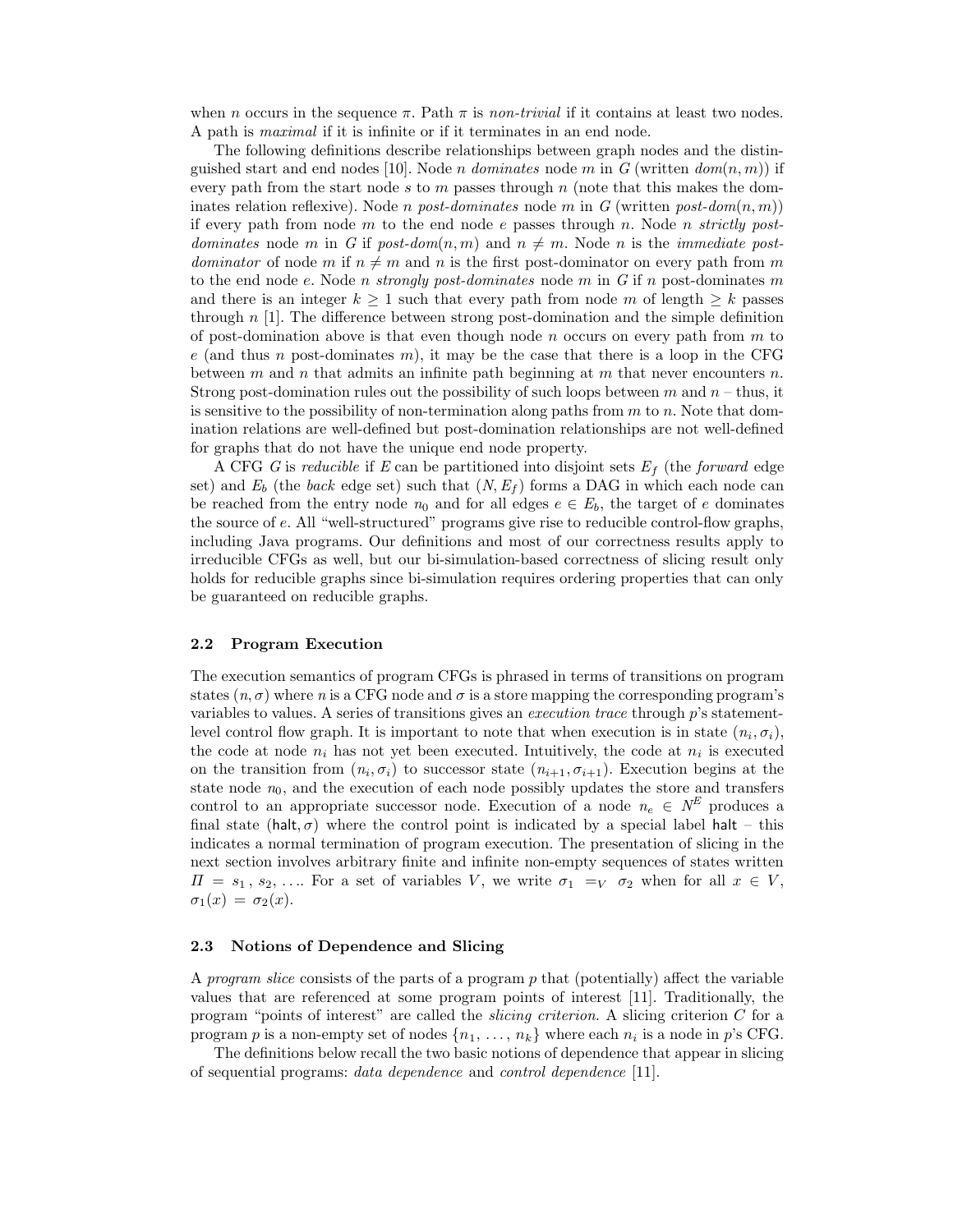when $n$ occurs in the sequence $\pi$. Path $\pi$ is *non-trivial* if it contains at least two nodes. A path is *maximal* if it is infinite or if it terminates in an end node.

The following definitions describe relationships between graph nodes and the distinguished start and end nodes [10]. Node $n$ *dominates* node $m$ in $G$ (written $dom(n, m)$) if every path from the start node $s$ to $m$ passes through $n$ (note that this makes the dominates relation reflexive). Node $n$ *post-dominates* node $m$ in $G$ (written $post\text{-}dom(n, m)$) if every path from node $m$ to the end node $e$ passes through $n$. Node $n$ *strictly post-dominates* node $m$ in $G$ if $post\text{-}dom(n, m)$ and $n \neq m$. Node $n$ is the *immediate post-dominator* of node $m$ if $n \neq m$ and $n$ is the first post-dominator on every path from $m$ to the end node $e$. Node $n$ *strongly post-dominates* node $m$ in $G$ if $n$ post-dominates $m$ and there is an integer $k \geq 1$ such that every path from node $m$ of length $\geq k$ passes through $n$ [1]. The difference between strong post-domination and the simple definition of post-domination above is that even though node $n$ occurs on every path from $m$ to $e$ (and thus $n$ post-dominates $m$), it may be the case that there is a loop in the CFG between $m$ and $n$ that admits an infinite path beginning at $m$ that never encounters $n$. Strong post-domination rules out the possibility of such loops between $m$ and $n$ – thus, it is sensitive to the possibility of non-termination along paths from $m$ to $n$. Note that domination relations are well-defined but post-domination relationships are not well-defined for graphs that do not have the unique end node property.

A CFG $G$ is *reducible* if $E$ can be partitioned into disjoint sets $E_f$ (the *forward* edge set) and $E_b$ (the *back* edge set) such that $(N, E_f)$ forms a DAG in which each node can be reached from the entry node $n_0$ and for all edges $e \in E_b$, the target of $e$ dominates the source of $e$. All "well-structured" programs give rise to reducible control-flow graphs, including Java programs. Our definitions and most of our correctness results apply to irreducible CFGs as well, but our bi-simulation-based correctness of slicing result only holds for reducible graphs since bi-simulation requires ordering properties that can only be guaranteed on reducible graphs.

### 2.2 Program Execution

The execution semantics of program CFGs is phrased in terms of transitions on program states $(n, \sigma)$ where $n$ is a CFG node and $\sigma$ is a store mapping the corresponding program's variables to values. A series of transitions gives an *execution trace* through $p$'s statement-level control flow graph. It is important to note that when execution is in state $(n_i, \sigma_i)$, the code at node $n_i$ has not yet been executed. Intuitively, the code at $n_i$ is executed on the transition from $(n_i, \sigma_i)$ to successor state $(n_{i+1}, \sigma_{i+1})$. Execution begins at the state node $n_0$, and the execution of each node possibly updates the store and transfers control to an appropriate successor node. Execution of a node $n_e \in N^E$ produces a final state $(\mathsf{halt}, \sigma)$ where the control point is indicated by a special label $\mathsf{halt}$ – this indicates a normal termination of program execution. The presentation of slicing in the next section involves arbitrary finite and infinite non-empty sequences of states written $\Pi = s_1, s_2, \ldots$. For a set of variables $V$, we write $\sigma_1 =_V \sigma_2$ when for all $x \in V$, $\sigma_1(x) = \sigma_2(x)$.

### 2.3 Notions of Dependence and Slicing

A *program slice* consists of the parts of a program $p$ that (potentially) affect the variable values that are referenced at some program points of interest [11]. Traditionally, the program "points of interest" are called the *slicing criterion*. A slicing criterion $C$ for a program $p$ is a non-empty set of nodes $\{n_1, \ldots, n_k\}$ where each $n_i$ is a node in $p$'s CFG.

The definitions below recall the two basic notions of dependence that appear in slicing of sequential programs: *data dependence* and *control dependence* [11].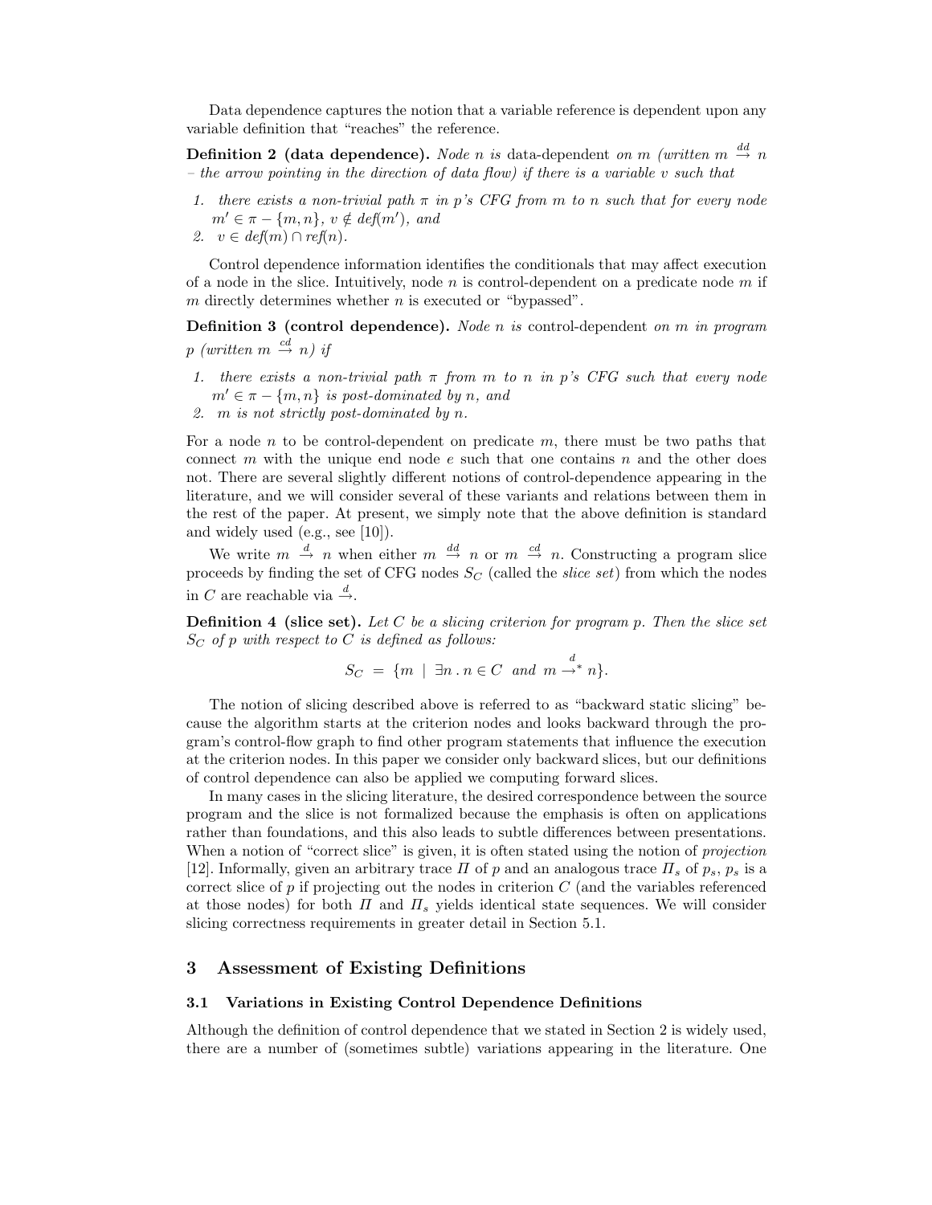Data dependence captures the notion that a variable reference is dependent upon any variable definition that "reaches" the reference.

**Definition 2 (data dependence).** *Node $n$ is* data-dependent *on $m$ (written $m \stackrel{dd}{\rightarrow} n$ – the arrow pointing in the direction of data flow) if there is a variable $v$ such that*

1. *there exists a non-trivial path $\pi$ in $p$'s CFG from $m$ to $n$ such that for every node $m' \in \pi - \{m, n\}$, $v \notin def(m')$, and*
2. *$v \in def(m) \cap ref(n)$.*

Control dependence information identifies the conditionals that may affect execution of a node in the slice. Intuitively, node $n$ is control-dependent on a predicate node $m$ if $m$ directly determines whether $n$ is executed or "bypassed".

**Definition 3 (control dependence).** *Node $n$ is* control-dependent *on $m$ in program $p$ (written $m \stackrel{cd}{\rightarrow} n$) if*

1. *there exists a non-trivial path $\pi$ from $m$ to $n$ in $p$'s CFG such that every node $m' \in \pi - \{m, n\}$ is post-dominated by $n$, and*
2. *$m$ is not strictly post-dominated by $n$.*

For a node $n$ to be control-dependent on predicate $m$, there must be two paths that connect $m$ with the unique end node $e$ such that one contains $n$ and the other does not. There are several slightly different notions of control-dependence appearing in the literature, and we will consider several of these variants and relations between them in the rest of the paper. At present, we simply note that the above definition is standard and widely used (e.g., see [10]).

We write $m \stackrel{d}{\rightarrow} n$ when either $m \stackrel{dd}{\rightarrow} n$ or $m \stackrel{cd}{\rightarrow} n$. Constructing a program slice proceeds by finding the set of CFG nodes $S_C$ (called the *slice set*) from which the nodes in $C$ are reachable via $\stackrel{d}{\rightarrow}$.

**Definition 4 (slice set).** *Let $C$ be a slicing criterion for program $p$. Then the slice set $S_C$ of $p$ with respect to $C$ is defined as follows:*

$$S_C \ = \ \{m \ \mid \ \exists n \,.\, n \in C \ \ and \ \ m \stackrel{d}{\rightarrow}^{*} n\}.$$

The notion of slicing described above is referred to as "backward static slicing" because the algorithm starts at the criterion nodes and looks backward through the program's control-flow graph to find other program statements that influence the execution at the criterion nodes. In this paper we consider only backward slices, but our definitions of control dependence can also be applied we computing forward slices.

In many cases in the slicing literature, the desired correspondence between the source program and the slice is not formalized because the emphasis is often on applications rather than foundations, and this also leads to subtle differences between presentations. When a notion of "correct slice" is given, it is often stated using the notion of *projection* [12]. Informally, given an arbitrary trace $\Pi$ of $p$ and an analogous trace $\Pi_s$ of $p_s$, $p_s$ is a correct slice of $p$ if projecting out the nodes in criterion $C$ (and the variables referenced at those nodes) for both $\Pi$ and $\Pi_s$ yields identical state sequences. We will consider slicing correctness requirements in greater detail in Section 5.1.

## 3 Assessment of Existing Definitions

### 3.1 Variations in Existing Control Dependence Definitions

Although the definition of control dependence that we stated in Section 2 is widely used, there are a number of (sometimes subtle) variations appearing in the literature. One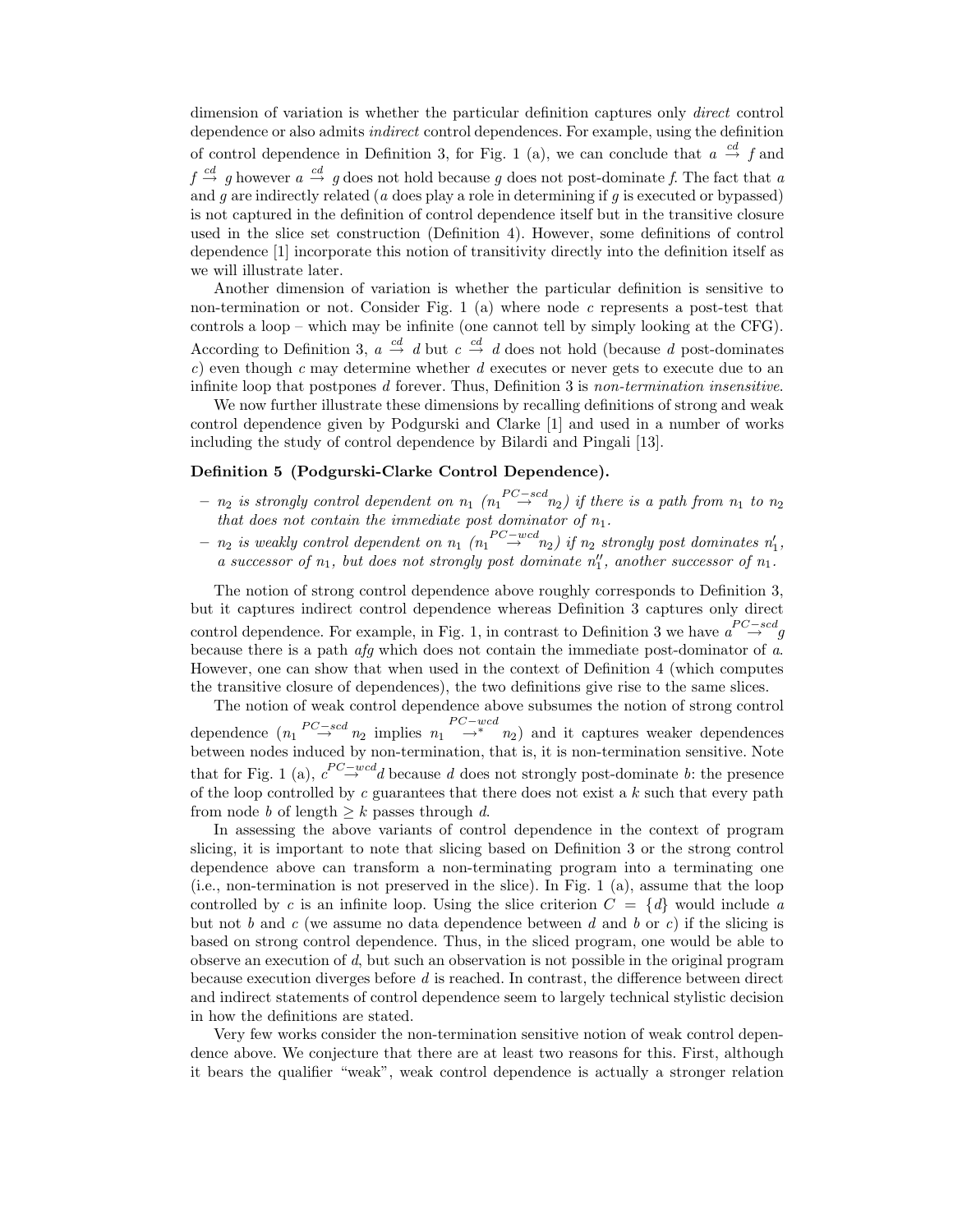dimension of variation is whether the particular definition captures only *direct* control dependence or also admits *indirect* control dependences. For example, using the definition of control dependence in Definition 3, for Fig. 1 (a), we can conclude that $a \stackrel{cd}{\rightarrow} f$ and $f \stackrel{cd}{\rightarrow} g$ however $a \stackrel{cd}{\rightarrow} g$ does not hold because $g$ does not post-dominate $f$. The fact that $a$ and $g$ are indirectly related ($a$ does play a role in determining if $g$ is executed or bypassed) is not captured in the definition of control dependence itself but in the transitive closure used in the slice set construction (Definition 4). However, some definitions of control dependence [1] incorporate this notion of transitivity directly into the definition itself as we will illustrate later.

Another dimension of variation is whether the particular definition is sensitive to non-termination or not. Consider Fig. 1 (a) where node $c$ represents a post-test that controls a loop – which may be infinite (one cannot tell by simply looking at the CFG). According to Definition 3, $a \stackrel{cd}{\rightarrow} d$ but $c \stackrel{cd}{\rightarrow} d$ does not hold (because $d$ post-dominates $c$) even though $c$ may determine whether $d$ executes or never gets to execute due to an infinite loop that postpones $d$ forever. Thus, Definition 3 is *non-termination insensitive.*

We now further illustrate these dimensions by recalling definitions of strong and weak control dependence given by Podgurski and Clarke [1] and used in a number of works including the study of control dependence by Bilardi and Pingali [13].

**Definition 5 (Podgurski-Clarke Control Dependence).**

- *$n_2$ is strongly control dependent on $n_1$ ($n_1 \stackrel{PC-scd}{\rightarrow} n_2$) if there is a path from $n_1$ to $n_2$ that does not contain the immediate post dominator of $n_1$.*
- *$n_2$ is weakly control dependent on $n_1$ ($n_1 \stackrel{PC-wcd}{\rightarrow} n_2$) if $n_2$ strongly post dominates $n_1'$, a successor of $n_1$, but does not strongly post dominate $n_1''$, another successor of $n_1$.*

The notion of strong control dependence above roughly corresponds to Definition 3, but it captures indirect control dependence whereas Definition 3 captures only direct control dependence. For example, in Fig. 1, in contrast to Definition 3 we have $a \stackrel{PC-scd}{\rightarrow} g$ because there is a path *afg* which does not contain the immediate post-dominator of $a$. However, one can show that when used in the context of Definition 4 (which computes the transitive closure of dependences), the two definitions give rise to the same slices.

The notion of weak control dependence above subsumes the notion of strong control dependence ($n_1 \stackrel{PC-scd}{\rightarrow} n_2$ implies $n_1 \stackrel{PC-wcd}{\rightarrow^*} n_2$) and it captures weaker dependences between nodes induced by non-termination, that is, it is non-termination sensitive. Note that for Fig. 1 (a), $c \stackrel{PC-wcd}{\rightarrow} d$ because $d$ does not strongly post-dominate $b$: the presence of the loop controlled by $c$ guarantees that there does not exist a $k$ such that every path from node $b$ of length $\geq k$ passes through $d$.

In assessing the above variants of control dependence in the context of program slicing, it is important to note that slicing based on Definition 3 or the strong control dependence above can transform a non-terminating program into a terminating one (i.e., non-termination is not preserved in the slice). In Fig. 1 (a), assume that the loop controlled by $c$ is an infinite loop. Using the slice criterion $C = \{d\}$ would include $a$ but not $b$ and $c$ (we assume no data dependence between $d$ and $b$ or $c$) if the slicing is based on strong control dependence. Thus, in the sliced program, one would be able to observe an execution of $d$, but such an observation is not possible in the original program because execution diverges before $d$ is reached. In contrast, the difference between direct and indirect statements of control dependence seem to largely technical stylistic decision in how the definitions are stated.

Very few works consider the non-termination sensitive notion of weak control dependence above. We conjecture that there are at least two reasons for this. First, although it bears the qualifier "weak", weak control dependence is actually a stronger relation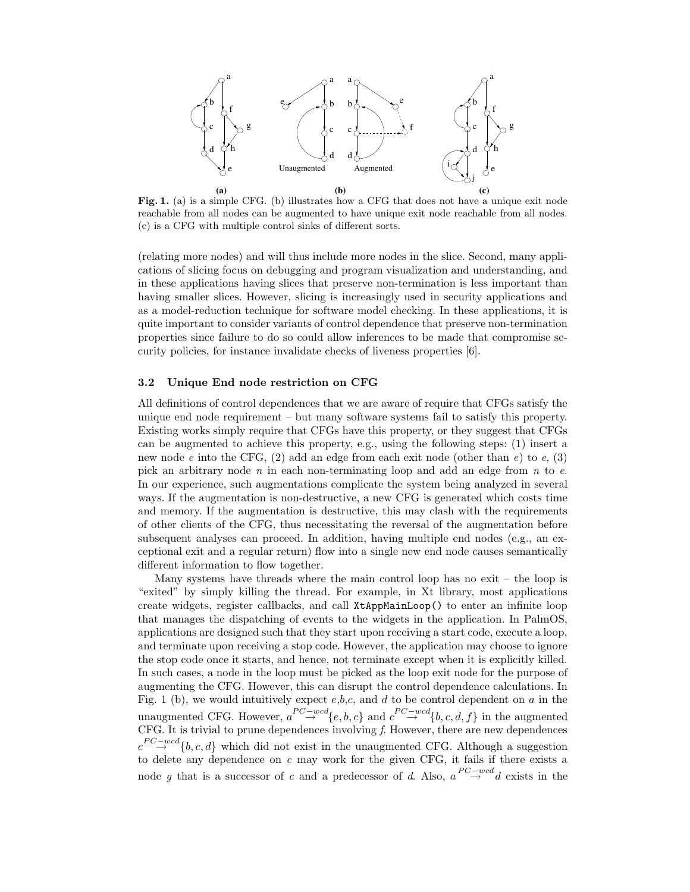**Fig. 1.** (a) is a simple CFG. (b) illustrates how a CFG that does not have a unique exit node reachable from all nodes can be augmented to have unique exit node reachable from all nodes. (c) is a CFG with multiple control sinks of different sorts.

(relating more nodes) and will thus include more nodes in the slice. Second, many applications of slicing focus on debugging and program visualization and understanding, and in these applications having slices that preserve non-termination is less important than having smaller slices. However, slicing is increasingly used in security applications and as a model-reduction technique for software model checking. In these applications, it is quite important to consider variants of control dependence that preserve non-termination properties since failure to do so could allow inferences to be made that compromise security policies, for instance invalidate checks of liveness properties [6].

### 3.2 Unique End node restriction on CFG

All definitions of control dependences that we are aware of require that CFGs satisfy the unique end node requirement – but many software systems fail to satisfy this property. Existing works simply require that CFGs have this property, or they suggest that CFGs can be augmented to achieve this property, e.g., using the following steps: (1) insert a new node $e$ into the CFG, (2) add an edge from each exit node (other than $e$) to $e$, (3) pick an arbitrary node $n$ in each non-terminating loop and add an edge from $n$ to $e$. In our experience, such augmentations complicate the system being analyzed in several ways. If the augmentation is non-destructive, a new CFG is generated which costs time and memory. If the augmentation is destructive, this may clash with the requirements of other clients of the CFG, thus necessitating the reversal of the augmentation before subsequent analyses can proceed. In addition, having multiple end nodes (e.g., an exceptional exit and a regular return) flow into a single new end node causes semantically different information to flow together.

Many systems have threads where the main control loop has no exit – the loop is "exited" by simply killing the thread. For example, in Xt library, most applications create widgets, register callbacks, and call `XtAppMainLoop()` to enter an infinite loop that manages the dispatching of events to the widgets in the application. In PalmOS, applications are designed such that they start upon receiving a start code, execute a loop, and terminate upon receiving a stop code. However, the application may choose to ignore the stop code once it starts, and hence, not terminate except when it is explicitly killed. In such cases, a node in the loop must be picked as the loop exit node for the purpose of augmenting the CFG. However, this can disrupt the control dependence calculations. In Fig. 1 (b), we would intuitively expect $e$,$b$,$c$, and $d$ to be control dependent on $a$ in the unaugmented CFG. However, $a \overset{PC-wcd}{\rightarrow} \{e, b, c\}$ and $c \overset{PC-wcd}{\rightarrow} \{b, c, d, f\}$ in the augmented CFG. It is trivial to prune dependences involving $f$. However, there are new dependences $c \overset{PC-wcd}{\rightarrow} \{b, c, d\}$ which did not exist in the unaugmented CFG. Although a suggestion to delete any dependence on $c$ may work for the given CFG, it fails if there exists a node $g$ that is a successor of $c$ and a predecessor of $d$. Also, $a \overset{PC-wcd}{\rightarrow} d$ exists in the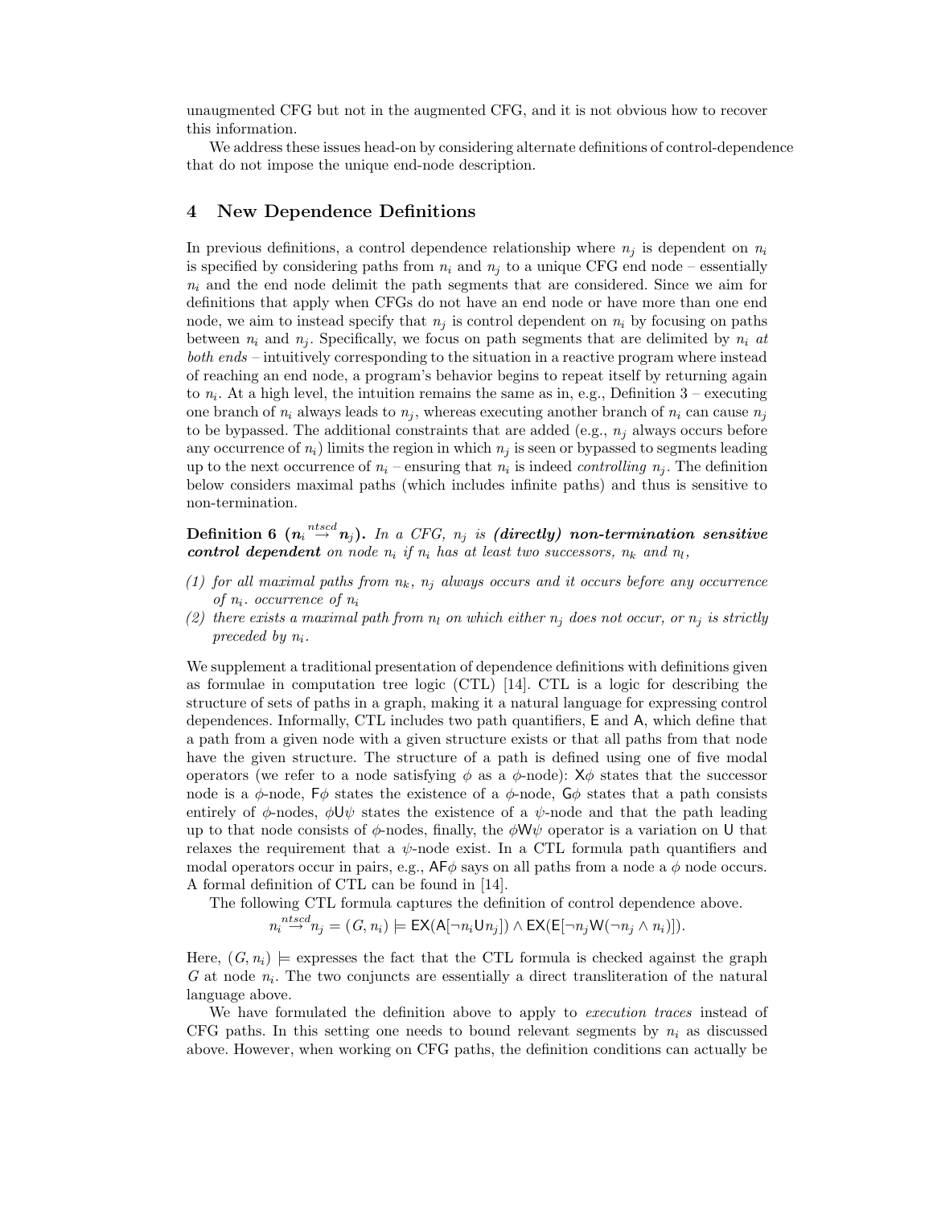unaugmented CFG but not in the augmented CFG, and it is not obvious how to recover this information.

We address these issues head-on by considering alternate definitions of control-dependence that do not impose the unique end-node description.

## 4 New Dependence Definitions

In previous definitions, a control dependence relationship where $n_j$ is dependent on $n_i$ is specified by considering paths from $n_i$ and $n_j$ to a unique CFG end node – essentially $n_i$ and the end node delimit the path segments that are considered. Since we aim for definitions that apply when CFGs do not have an end node or have more than one end node, we aim to instead specify that $n_j$ is control dependent on $n_i$ by focusing on paths between $n_i$ and $n_j$. Specifically, we focus on path segments that are delimited by $n_i$ *at both ends* – intuitively corresponding to the situation in a reactive program where instead of reaching an end node, a program's behavior begins to repeat itself by returning again to $n_i$. At a high level, the intuition remains the same as in, e.g., Definition 3 – executing one branch of $n_i$ always leads to $n_j$, whereas executing another branch of $n_i$ can cause $n_j$ to be bypassed. The additional constraints that are added (e.g., $n_j$ always occurs before any occurrence of $n_i$) limits the region in which $n_j$ is seen or bypassed to segments leading up to the next occurrence of $n_i$ – ensuring that $n_i$ is indeed *controlling* $n_j$. The definition below considers maximal paths (which includes infinite paths) and thus is sensitive to non-termination.

**Definition 6 ($n_i \stackrel{ntscd}{\rightarrow} n_j$).** *In a CFG, $n_j$ is **(directly) non-termination sensitive control dependent** on node $n_i$ if $n_i$ has at least two successors, $n_k$ and $n_l$,*

*(1) for all maximal paths from $n_k$, $n_j$ always occurs and it occurs before any occurrence of $n_i$. occurrence of $n_i$*

*(2) there exists a maximal path from $n_l$ on which either $n_j$ does not occur, or $n_j$ is strictly preceded by $n_i$.*

We supplement a traditional presentation of dependence definitions with definitions given as formulae in computation tree logic (CTL) [14]. CTL is a logic for describing the structure of sets of paths in a graph, making it a natural language for expressing control dependences. Informally, CTL includes two path quantifiers, $\mathsf{E}$ and $\mathsf{A}$, which define that a path from a given node with a given structure exists or that all paths from that node have the given structure. The structure of a path is defined using one of five modal operators (we refer to a node satisfying $\phi$ as a $\phi$-node): $\mathsf{X}\phi$ states that the successor node is a $\phi$-node, $\mathsf{F}\phi$ states the existence of a $\phi$-node, $\mathsf{G}\phi$ states that a path consists entirely of $\phi$-nodes, $\phi\mathsf{U}\psi$ states the existence of a $\psi$-node and that the path leading up to that node consists of $\phi$-nodes, finally, the $\phi\mathsf{W}\psi$ operator is a variation on $\mathsf{U}$ that relaxes the requirement that a $\psi$-node exist. In a CTL formula path quantifiers and modal operators occur in pairs, e.g., $\mathsf{AF}\phi$ says on all paths from a node a $\phi$ node occurs. A formal definition of CTL can be found in [14].

The following CTL formula captures the definition of control dependence above.

$$n_i \stackrel{ntscd}{\rightarrow} n_j = (G, n_i) \models \mathsf{EX}(\mathsf{A}[\neg n_i \mathsf{U} n_j]) \wedge \mathsf{EX}(\mathsf{E}[\neg n_j \mathsf{W}(\neg n_j \wedge n_i)]).$$

Here, $(G, n_i) \models$ expresses the fact that the CTL formula is checked against the graph $G$ at node $n_i$. The two conjuncts are essentially a direct transliteration of the natural language above.

We have formulated the definition above to apply to *execution traces* instead of CFG paths. In this setting one needs to bound relevant segments by $n_i$ as discussed above. However, when working on CFG paths, the definition conditions can actually be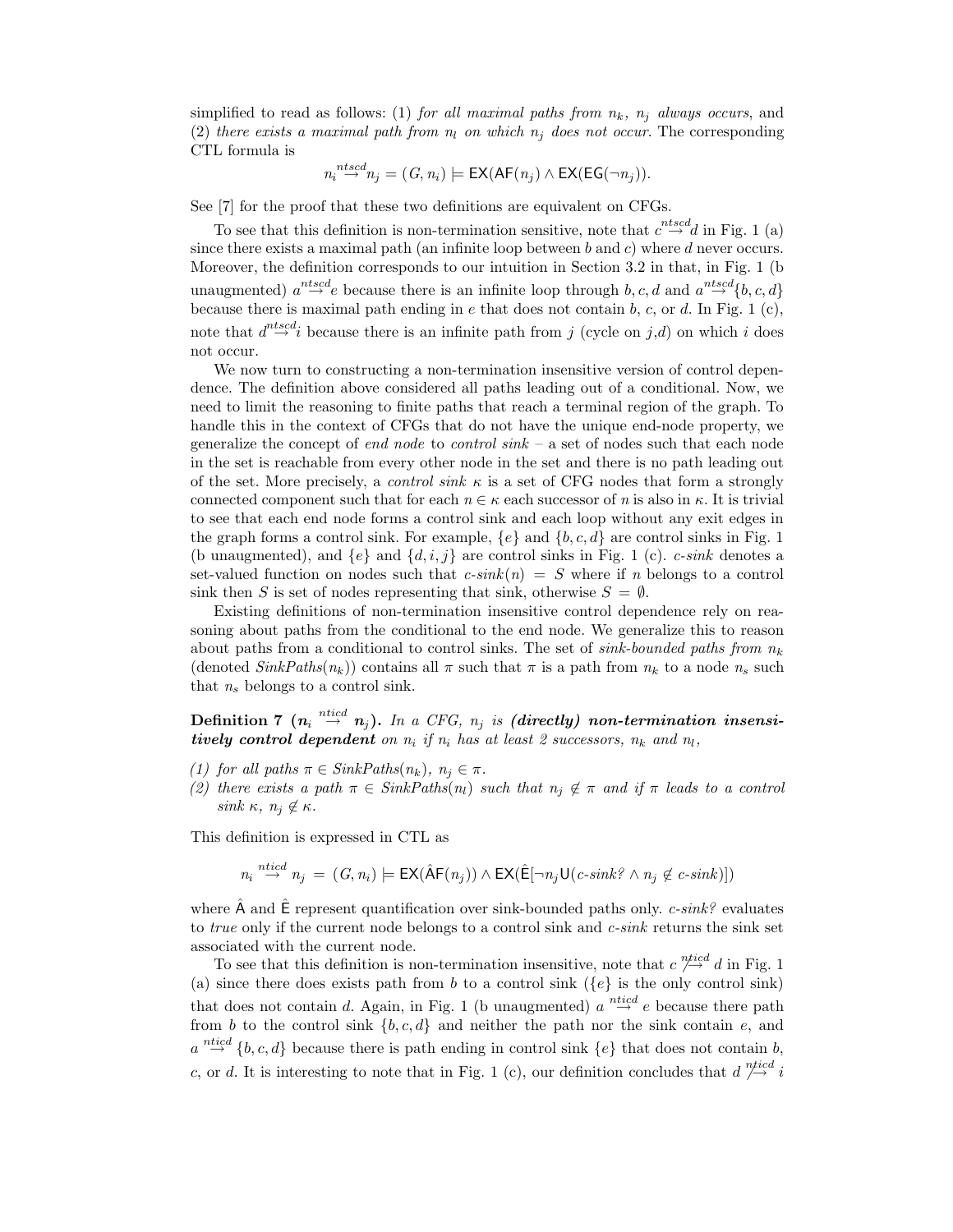simplified to read as follows: (1) *for all maximal paths from $n_k$, $n_j$ always occurs*, and (2) *there exists a maximal path from $n_l$ on which $n_j$ does not occur.* The corresponding CTL formula is

$$n_i \overset{ntscd}{\rightarrow} n_j = (G, n_i) \models \mathsf{EX}(\mathsf{AF}(n_j) \wedge \mathsf{EX}(\mathsf{EG}(\neg n_j)).$$

See [7] for the proof that these two definitions are equivalent on CFGs.

To see that this definition is non-termination sensitive, note that $c \overset{ntscd}{\rightarrow} d$ in Fig. 1 (a) since there exists a maximal path (an infinite loop between $b$ and $c$) where $d$ never occurs. Moreover, the definition corresponds to our intuition in Section 3.2 in that, in Fig. 1 (b unaugmented) $a \overset{ntscd}{\rightarrow} e$ because there is an infinite loop through $b, c, d$ and $a \overset{ntscd}{\rightarrow} \{b, c, d\}$ because there is maximal path ending in $e$ that does not contain $b$, $c$, or $d$. In Fig. 1 (c), note that $d \overset{ntscd}{\rightarrow} i$ because there is an infinite path from $j$ (cycle on $j$,$d$) on which $i$ does not occur.

We now turn to constructing a non-termination insensitive version of control dependence. The definition above considered all paths leading out of a conditional. Now, we need to limit the reasoning to finite paths that reach a terminal region of the graph. To handle this in the context of CFGs that do not have the unique end-node property, we generalize the concept of *end node* to *control sink* – a set of nodes such that each node in the set is reachable from every other node in the set and there is no path leading out of the set. More precisely, a *control sink* $\kappa$ is a set of CFG nodes that form a strongly connected component such that for each $n \in \kappa$ each successor of $n$ is also in $\kappa$. It is trivial to see that each end node forms a control sink and each loop without any exit edges in the graph forms a control sink. For example, $\{e\}$ and $\{b, c, d\}$ are control sinks in Fig. 1 (b unaugmented), and $\{e\}$ and $\{d, i, j\}$ are control sinks in Fig. 1 (c). *c-sink* denotes a set-valued function on nodes such that *c-sink*$(n) = S$ where if $n$ belongs to a control sink then $S$ is set of nodes representing that sink, otherwise $S = \emptyset$.

Existing definitions of non-termination insensitive control dependence rely on reasoning about paths from the conditional to the end node. We generalize this to reason about paths from a conditional to control sinks. The set of *sink-bounded paths from $n_k$* (denoted *SinkPaths*$(n_k)$) contains all $\pi$ such that $\pi$ is a path from $n_k$ to a node $n_s$ such that $n_s$ belongs to a control sink.

**Definition 7 ($n_i \overset{nticd}{\rightarrow} n_j$).** *In a CFG, $n_j$ is* ***(directly) non-termination insensitively control dependent*** *on $n_i$ if $n_i$ has at least 2 successors, $n_k$ and $n_l$,*

*(1) for all paths $\pi \in$ SinkPaths$(n_k)$, $n_j \in \pi$.*
*(2) there exists a path $\pi \in$ SinkPaths$(n_l)$ such that $n_j \notin \pi$ and if $\pi$ leads to a control sink $\kappa$, $n_j \notin \kappa$.*

This definition is expressed in CTL as

$$n_i \overset{nticd}{\rightarrow} n_j = (G, n_i) \models \mathsf{EX}(\hat{\mathsf{A}}\mathsf{F}(n_j)) \wedge \mathsf{EX}(\hat{\mathsf{E}}[\neg n_j \mathsf{U}(\textit{c-sink?} \wedge n_j \notin \textit{c-sink})])$$

where $\hat{\mathsf{A}}$ and $\hat{\mathsf{E}}$ represent quantification over sink-bounded paths only. *c-sink?* evaluates to *true* only if the current node belongs to a control sink and *c-sink* returns the sink set associated with the current node.

To see that this definition is non-termination insensitive, note that $c \overset{nticd}{\not\rightarrow} d$ in Fig. 1 (a) since there does exists path from $b$ to a control sink ($\{e\}$ is the only control sink) that does not contain $d$. Again, in Fig. 1 (b unaugmented) $a \overset{nticd}{\rightarrow} e$ because there path from $b$ to the control sink $\{b, c, d\}$ and neither the path nor the sink contain $e$, and $a \overset{nticd}{\rightarrow} \{b, c, d\}$ because there is path ending in control sink $\{e\}$ that does not contain $b$, $c$, or $d$. It is interesting to note that in Fig. 1 (c), our definition concludes that $d \overset{nticd}{\not\rightarrow} i$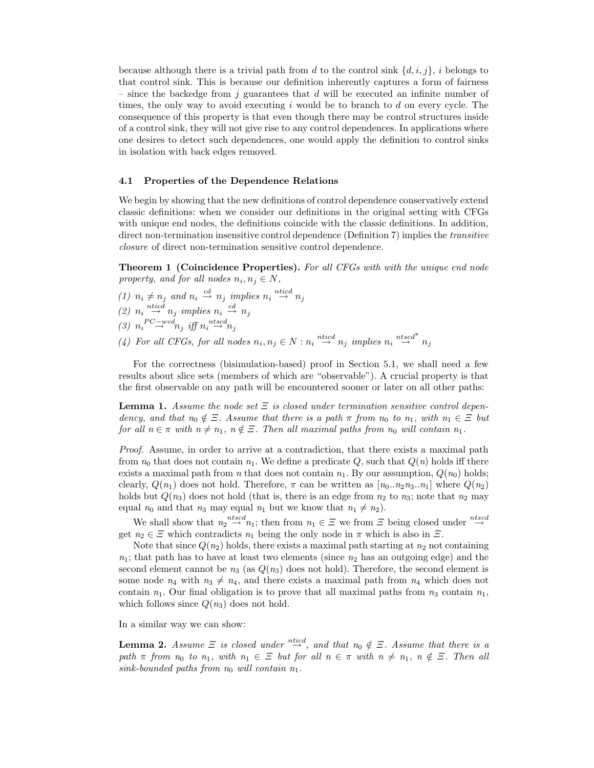because although there is a trivial path from $d$ to the control sink $\{d, i, j\}$, $i$ belongs to that control sink. This is because our definition inherently captures a form of fairness – since the backedge from $j$ guarantees that $d$ will be executed an infinite number of times, the only way to avoid executing $i$ would be to branch to $d$ on every cycle. The consequence of this property is that even though there may be control structures inside of a control sink, they will not give rise to any control dependences. In applications where one desires to detect such dependences, one would apply the definition to control sinks in isolation with back edges removed.

### 4.1 Properties of the Dependence Relations

We begin by showing that the new definitions of control dependence conservatively extend classic definitions: when we consider our definitions in the original setting with CFGs with unique end nodes, the definitions coincide with the classic definitions. In addition, direct non-termination insensitive control dependence (Definition 7) implies the *transitive closure* of direct non-termination sensitive control dependence.

**Theorem 1 (Coincidence Properties).** *For all CFGs with with the unique end node property, and for all nodes $n_i, n_j \in N$,*

*(1) $n_i \neq n_j$ and $n_i \stackrel{cd}{\rightarrow} n_j$ implies $n_i \stackrel{nticd}{\rightarrow} n_j$*
*(2) $n_i \stackrel{nticd}{\rightarrow} n_j$ implies $n_i \stackrel{cd}{\rightarrow} n_j$*
*(3) $n_i \stackrel{PC-wcd}{\rightarrow} n_j$ iff $n_i \stackrel{ntscd}{\rightarrow} n_j$*
*(4) For all CFGs, for all nodes $n_i, n_j \in N$ : $n_i \stackrel{nticd}{\rightarrow} n_j$ implies $n_i \stackrel{ntscd^*}{\rightarrow} n_j$*

For the correctness (bisimulation-based) proof in Section 5.1, we shall need a few results about slice sets (members of which are "observable"). A crucial property is that the first observable on any path will be encountered sooner or later on all other paths:

**Lemma 1.** *Assume the node set $\Xi$ is closed under termination sensitive control dependency, and that $n_0 \notin \Xi$. Assume that there is a path $\pi$ from $n_0$ to $n_1$, with $n_1 \in \Xi$ but for all $n \in \pi$ with $n \neq n_1$, $n \notin \Xi$. Then all maximal paths from $n_0$ will contain $n_1$.*

*Proof.* Assume, in order to arrive at a contradiction, that there exists a maximal path from $n_0$ that does not contain $n_1$. We define a predicate $Q$, such that $Q(n)$ holds iff there exists a maximal path from $n$ that does not contain $n_1$. By our assumption, $Q(n_0)$ holds; clearly, $Q(n_1)$ does not hold. Therefore, $\pi$ can be written as $[n_0..n_2n_3..n_1]$ where $Q(n_2)$ holds but $Q(n_3)$ does not hold (that is, there is an edge from $n_2$ to $n_3$; note that $n_2$ may equal $n_0$ and that $n_3$ may equal $n_1$ but we know that $n_1 \neq n_2$).

We shall show that $n_2 \stackrel{ntscd}{\rightarrow} n_1$; then from $n_1 \in \Xi$ we from $\Xi$ being closed under $\stackrel{ntscd}{\rightarrow}$ get $n_2 \in \Xi$ which contradicts $n_1$ being the only node in $\pi$ which is also in $\Xi$.

Note that since $Q(n_2)$ holds, there exists a maximal path starting at $n_2$ not containing $n_1$; that path has to have at least two elements (since $n_2$ has an outgoing edge) and the second element cannot be $n_3$ (as $Q(n_3)$ does not hold). Therefore, the second element is some node $n_4$ with $n_3 \neq n_4$, and there exists a maximal path from $n_4$ which does not contain $n_1$. Our final obligation is to prove that all maximal paths from $n_3$ contain $n_1$, which follows since $Q(n_3)$ does not hold.

In a similar way we can show:

**Lemma 2.** *Assume $\Xi$ is closed under $\stackrel{nticd}{\rightarrow}$, and that $n_0 \notin \Xi$. Assume that there is a path $\pi$ from $n_0$ to $n_1$, with $n_1 \in \Xi$ but for all $n \in \pi$ with $n \neq n_1$, $n \notin \Xi$. Then all sink-bounded paths from $n_0$ will contain $n_1$.*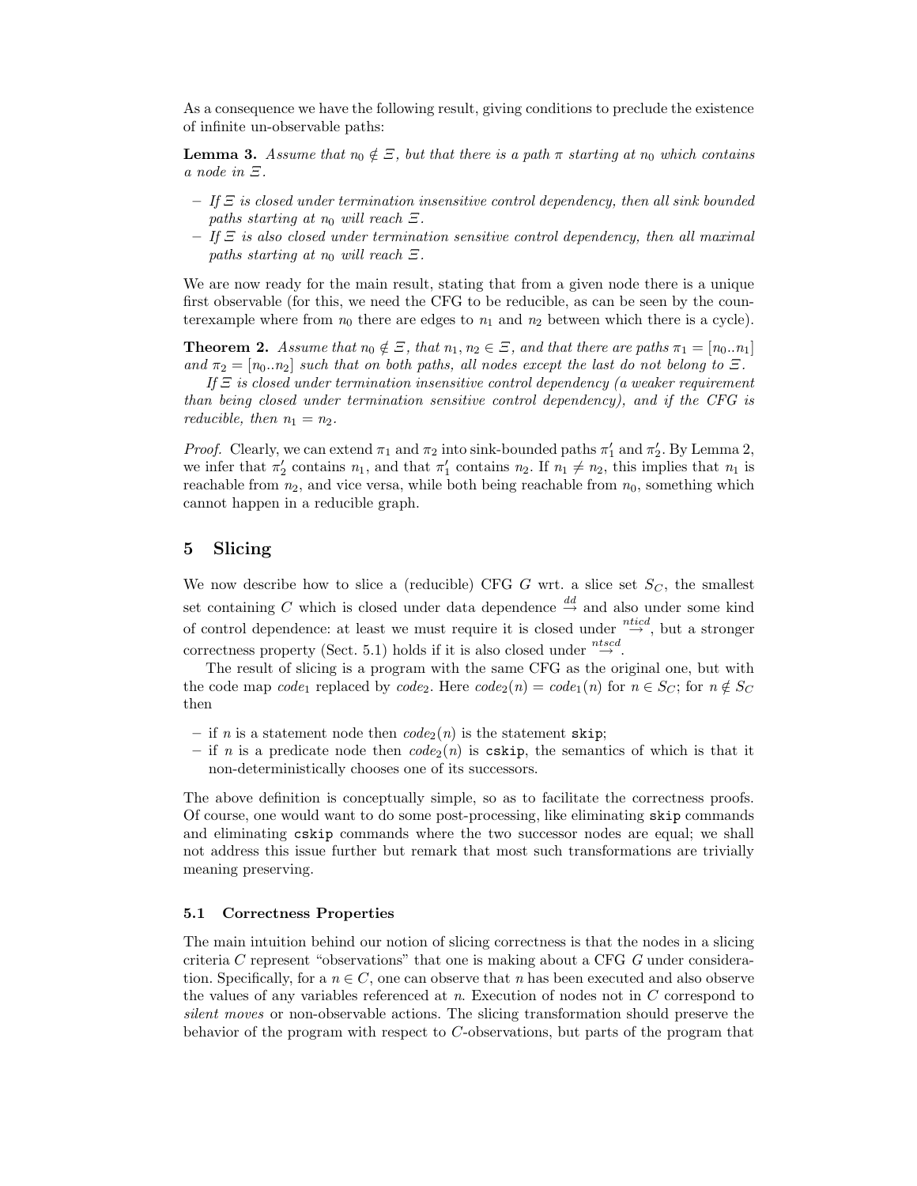As a consequence we have the following result, giving conditions to preclude the existence of infinite un-observable paths:

**Lemma 3.** *Assume that $n_0 \notin \Xi$, but that there is a path $\pi$ starting at $n_0$ which contains a node in $\Xi$.*

- *If $\Xi$ is closed under termination insensitive control dependency, then all sink bounded paths starting at $n_0$ will reach $\Xi$.*
- *If $\Xi$ is also closed under termination sensitive control dependency, then all maximal paths starting at $n_0$ will reach $\Xi$.*

We are now ready for the main result, stating that from a given node there is a unique first observable (for this, we need the CFG to be reducible, as can be seen by the counterexample where from $n_0$ there are edges to $n_1$ and $n_2$ between which there is a cycle).

**Theorem 2.** *Assume that $n_0 \notin \Xi$, that $n_1, n_2 \in \Xi$, and that there are paths $\pi_1 = [n_0..n_1]$ and $\pi_2 = [n_0..n_2]$ such that on both paths, all nodes except the last do not belong to $\Xi$.*

*If $\Xi$ is closed under termination insensitive control dependency (a weaker requirement than being closed under termination sensitive control dependency), and if the CFG is reducible, then $n_1 = n_2$.*

*Proof.* Clearly, we can extend $\pi_1$ and $\pi_2$ into sink-bounded paths $\pi'_1$ and $\pi'_2$. By Lemma 2, we infer that $\pi'_2$ contains $n_1$, and that $\pi'_1$ contains $n_2$. If $n_1 \neq n_2$, this implies that $n_1$ is reachable from $n_2$, and vice versa, while both being reachable from $n_0$, something which cannot happen in a reducible graph.

## 5 Slicing

We now describe how to slice a (reducible) CFG $G$ wrt. a slice set $S_C$, the smallest set containing $C$ which is closed under data dependence $\stackrel{dd}{\rightarrow}$ and also under some kind of control dependence: at least we must require it is closed under $\stackrel{nticd}{\rightarrow}$, but a stronger correctness property (Sect. 5.1) holds if it is also closed under $\stackrel{ntscd}{\rightarrow}$.

The result of slicing is a program with the same CFG as the original one, but with the code map $code_1$ replaced by $code_2$. Here $code_2(n) = code_1(n)$ for $n \in S_C$; for $n \notin S_C$ then

- if $n$ is a statement node then $code_2(n)$ is the statement `skip`;
- if $n$ is a predicate node then $code_2(n)$ is `cskip`, the semantics of which is that it non-deterministically chooses one of its successors.

The above definition is conceptually simple, so as to facilitate the correctness proofs. Of course, one would want to do some post-processing, like eliminating `skip` commands and eliminating `cskip` commands where the two successor nodes are equal; we shall not address this issue further but remark that most such transformations are trivially meaning preserving.

### 5.1 Correctness Properties

The main intuition behind our notion of slicing correctness is that the nodes in a slicing criteria $C$ represent "observations" that one is making about a CFG $G$ under consideration. Specifically, for a $n \in C$, one can observe that $n$ has been executed and also observe the values of any variables referenced at $n$. Execution of nodes not in $C$ correspond to *silent moves* or non-observable actions. The slicing transformation should preserve the behavior of the program with respect to $C$-observations, but parts of the program that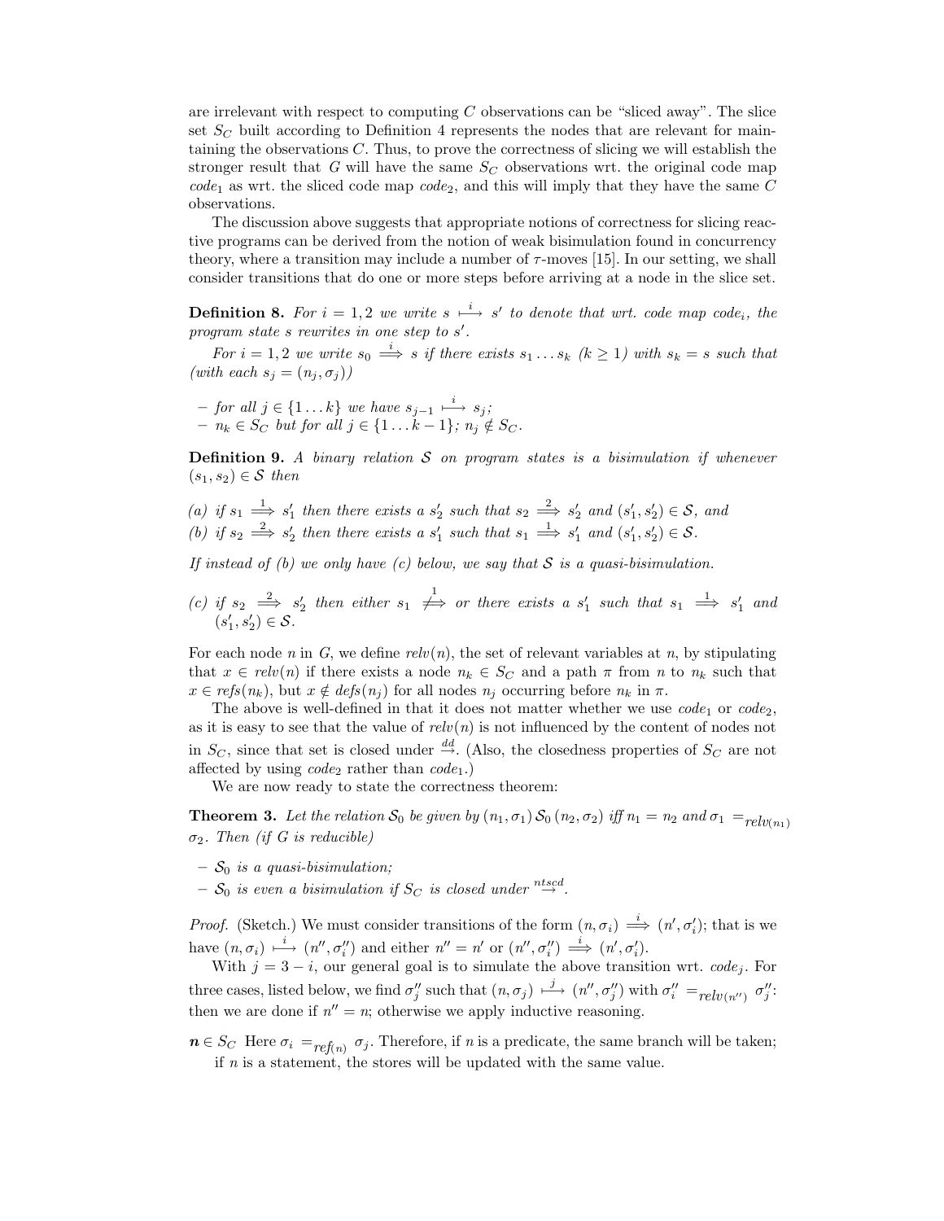are irrelevant with respect to computing $C$ observations can be "sliced away". The slice set $S_C$ built according to Definition 4 represents the nodes that are relevant for maintaining the observations $C$. Thus, to prove the correctness of slicing we will establish the stronger result that $G$ will have the same $S_C$ observations wrt. the original code map $code_1$ as wrt. the sliced code map $code_2$, and this will imply that they have the same $C$ observations.

The discussion above suggests that appropriate notions of correctness for slicing reactive programs can be derived from the notion of weak bisimulation found in concurrency theory, where a transition may include a number of $\tau$-moves [15]. In our setting, we shall consider transitions that do one or more steps before arriving at a node in the slice set.

**Definition 8.** *For $i = 1, 2$ we write $s \overset{i}{\longmapsto} s'$ to denote that wrt. code map $code_i$, the program state $s$ rewrites in one step to $s'$.*

*For $i = 1, 2$ we write $s_0 \overset{i}{\Longrightarrow} s$ if there exists $s_1 \ldots s_k$ ($k \geq 1$) with $s_k = s$ such that (with each $s_j = (n_j, \sigma_j)$)*

- *for all $j \in \{1 \ldots k\}$ we have $s_{j-1} \overset{i}{\longmapsto} s_j$;*
- *$n_k \in S_C$ but for all $j \in \{1 \ldots k-1\}$; $n_j \notin S_C$.*

**Definition 9.** *A binary relation $\mathcal{S}$ on program states is a bisimulation if whenever $(s_1, s_2) \in \mathcal{S}$ then*

*(a) if $s_1 \overset{1}{\Longrightarrow} s_1'$ then there exists a $s_2'$ such that $s_2 \overset{2}{\Longrightarrow} s_2'$ and $(s_1', s_2') \in \mathcal{S}$, and*
*(b) if $s_2 \overset{2}{\Longrightarrow} s_2'$ then there exists a $s_1'$ such that $s_1 \overset{1}{\Longrightarrow} s_1'$ and $(s_1', s_2') \in \mathcal{S}$.*

*If instead of (b) we only have (c) below, we say that $\mathcal{S}$ is a quasi-bisimulation.*

*(c) if $s_2 \overset{2}{\Longrightarrow} s_2'$ then either $s_1 \overset{1}{\not\Longrightarrow}$ or there exists a $s_1'$ such that $s_1 \overset{1}{\Longrightarrow} s_1'$ and $(s_1', s_2') \in \mathcal{S}$.*

For each node $n$ in $G$, we define $relv(n)$, the set of relevant variables at $n$, by stipulating that $x \in relv(n)$ if there exists a node $n_k \in S_C$ and a path $\pi$ from $n$ to $n_k$ such that $x \in refs(n_k)$, but $x \notin defs(n_j)$ for all nodes $n_j$ occurring before $n_k$ in $\pi$.

The above is well-defined in that it does not matter whether we use $code_1$ or $code_2$, as it is easy to see that the value of $relv(n)$ is not influenced by the content of nodes not in $S_C$, since that set is closed under $\overset{dd}{\rightarrow}$. (Also, the closedness properties of $S_C$ are not affected by using $code_2$ rather than $code_1$.)

We are now ready to state the correctness theorem:

**Theorem 3.** *Let the relation $\mathcal{S}_0$ be given by $(n_1, \sigma_1)\, \mathcal{S}_0\, (n_2, \sigma_2)$ iff $n_1 = n_2$ and $\sigma_1 =_{relv(n_1)} \sigma_2$. Then (if $G$ is reducible)*

- *$\mathcal{S}_0$ is a quasi-bisimulation;*
- *$\mathcal{S}_0$ is even a bisimulation if $S_C$ is closed under $\overset{ntscd}{\rightarrow}$.*

*Proof.* (Sketch.) We must consider transitions of the form $(n, \sigma_i) \overset{i}{\Longrightarrow} (n', \sigma_i')$; that is we have $(n, \sigma_i) \overset{i}{\longmapsto} (n'', \sigma_i'')$ and either $n'' = n'$ or $(n'', \sigma_i'') \overset{i}{\Longrightarrow} (n', \sigma_i')$.

With $j = 3 - i$, our general goal is to simulate the above transition wrt. $code_j$. For three cases, listed below, we find $\sigma_j''$ such that $(n, \sigma_j) \overset{j}{\longmapsto} (n'', \sigma_j'')$ with $\sigma_i'' =_{relv(n'')} \sigma_j''$: then we are done if $n'' = n$; otherwise we apply inductive reasoning.

$\boldsymbol{n} \in S_C$ Here $\sigma_i =_{ref(n)} \sigma_j$. Therefore, if $n$ is a predicate, the same branch will be taken; if $n$ is a statement, the stores will be updated with the same value.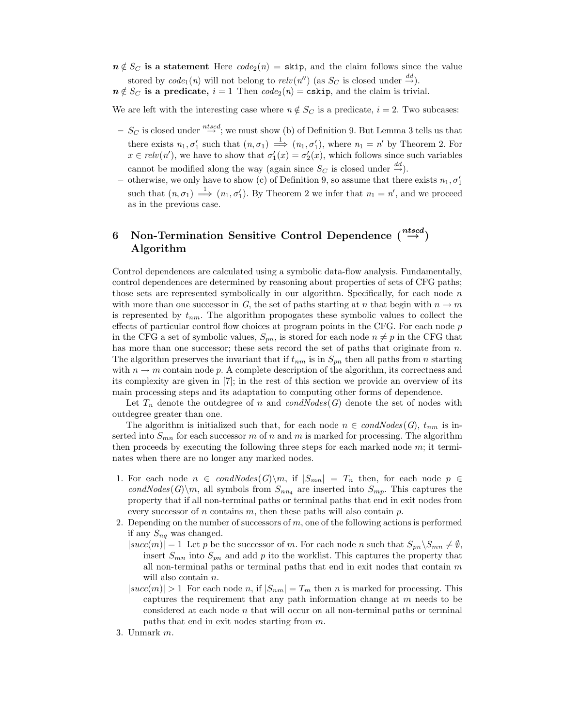**$n \notin S_C$ is a statement** Here $code_2(n) = \texttt{skip}$, and the claim follows since the value stored by $code_1(n)$ will not belong to $relv(n'')$ (as $S_C$ is closed under $\stackrel{dd}{\rightarrow}$).

**$n \notin S_C$ is a predicate,** $i = 1$ Then $code_2(n) = \texttt{cskip}$, and the claim is trivial.

We are left with the interesting case where $n \notin S_C$ is a predicate, $i = 2$. Two subcases:

- $S_C$ is closed under $\stackrel{ntscd}{\rightarrow}$; we must show (b) of Definition 9. But Lemma 3 tells us that there exists $n_1, \sigma_1'$ such that $(n, \sigma_1) \stackrel{1}{\Longrightarrow} (n_1, \sigma_1')$, where $n_1 = n'$ by Theorem 2. For $x \in relv(n')$, we have to show that $\sigma_1'(x) = \sigma_2'(x)$, which follows since such variables cannot be modified along the way (again since $S_C$ is closed under $\stackrel{dd}{\rightarrow}$).
- otherwise, we only have to show (c) of Definition 9, so assume that there exists $n_1, \sigma_1'$ such that $(n, \sigma_1) \stackrel{1}{\Longrightarrow} (n_1, \sigma_1')$. By Theorem 2 we infer that $n_1 = n'$, and we proceed as in the previous case.

## 6 Non-Termination Sensitive Control Dependence ($\stackrel{ntscd}{\rightarrow}$) Algorithm

Control dependences are calculated using a symbolic data-flow analysis. Fundamentally, control dependences are determined by reasoning about properties of sets of CFG paths; those sets are represented symbolically in our algorithm. Specifically, for each node $n$ with more than one successor in $G$, the set of paths starting at $n$ that begin with $n \rightarrow m$ is represented by $t_{nm}$. The algorithm propogates these symbolic values to collect the effects of particular control flow choices at program points in the CFG. For each node $p$ in the CFG a set of symbolic values, $S_{pn}$, is stored for each node $n \neq p$ in the CFG that has more than one successor; these sets record the set of paths that originate from $n$. The algorithm preserves the invariant that if $t_{nm}$ is in $S_{pn}$ then all paths from $n$ starting with $n \rightarrow m$ contain node $p$. A complete description of the algorithm, its correctness and its complexity are given in [7]; in the rest of this section we provide an overview of its main processing steps and its adaptation to computing other forms of dependence.

Let $T_n$ denote the outdegree of $n$ and $condNodes(G)$ denote the set of nodes with outdegree greater than one.

The algorithm is initialized such that, for each node $n \in condNodes(G)$, $t_{nm}$ is inserted into $S_{mn}$ for each successor $m$ of $n$ and $m$ is marked for processing. The algorithm then proceeds by executing the following three steps for each marked node $m$; it terminates when there are no longer any marked nodes.

1. For each node $n \in condNodes(G) \backslash m$, if $|S_{mn}| = T_n$ then, for each node $p \in condNodes(G) \backslash m$, all symbols from $S_{nn_4}$ are inserted into $S_{mp}$. This captures the property that if all non-terminal paths or terminal paths that end in exit nodes from every successor of $n$ contains $m$, then these paths will also contain $p$.
2. Depending on the number of successors of $m$, one of the following actions is performed if any $S_{nq}$ was changed.
   - $|succ(m)| = 1$ Let $p$ be the successor of $m$. For each node $n$ such that $S_{pn} \backslash S_{mn} \neq \emptyset$, insert $S_{mn}$ into $S_{pn}$ and add $p$ ito the worklist. This captures the property that all non-terminal paths or terminal paths that end in exit nodes that contain $m$ will also contain $n$.
   - $|succ(m)| > 1$ For each node $n$, if $|S_{nm}| = T_m$ then $n$ is marked for processing. This captures the requirement that any path information change at $m$ needs to be considered at each node $n$ that will occur on all non-terminal paths or terminal paths that end in exit nodes starting from $m$.
3. Unmark $m$.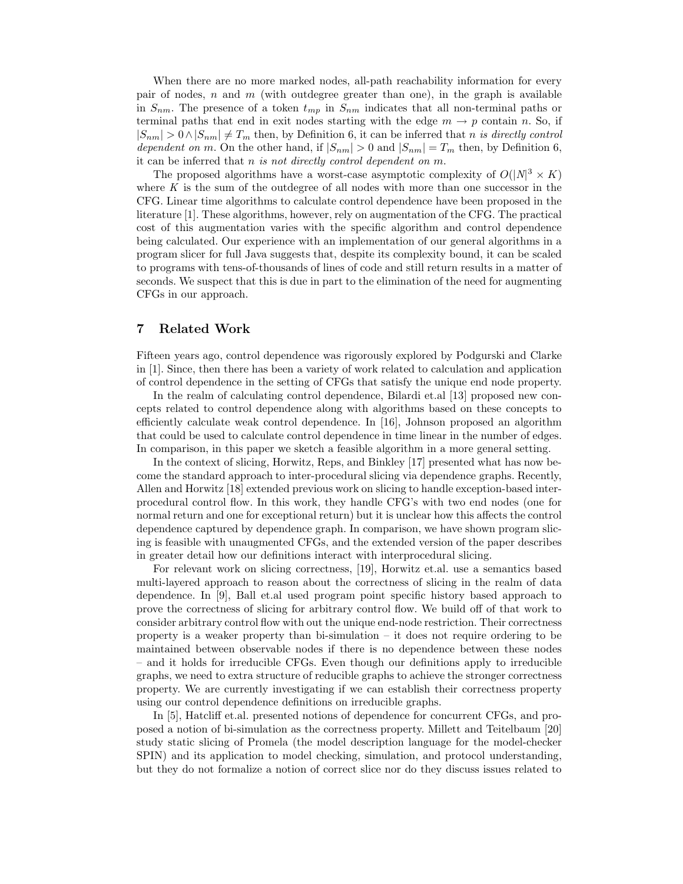When there are no more marked nodes, all-path reachability information for every pair of nodes, $n$ and $m$ (with outdegree greater than one), in the graph is available in $S_{nm}$. The presence of a token $t_{mp}$ in $S_{nm}$ indicates that all non-terminal paths or terminal paths that end in exit nodes starting with the edge $m \rightarrow p$ contain $n$. So, if $|S_{nm}| > 0 \wedge |S_{nm}| \neq T_m$ then, by Definition 6, it can be inferred that *n is directly control dependent on m*. On the other hand, if $|S_{nm}| > 0$ and $|S_{nm}| = T_m$ then, by Definition 6, it can be inferred that *n is not directly control dependent on m*.

The proposed algorithms have a worst-case asymptotic complexity of $O(|N|^3 \times K)$ where $K$ is the sum of the outdegree of all nodes with more than one successor in the CFG. Linear time algorithms to calculate control dependence have been proposed in the literature [1]. These algorithms, however, rely on augmentation of the CFG. The practical cost of this augmentation varies with the specific algorithm and control dependence being calculated. Our experience with an implementation of our general algorithms in a program slicer for full Java suggests that, despite its complexity bound, it can be scaled to programs with tens-of-thousands of lines of code and still return results in a matter of seconds. We suspect that this is due in part to the elimination of the need for augmenting CFGs in our approach.

## 7 Related Work

Fifteen years ago, control dependence was rigorously explored by Podgurski and Clarke in [1]. Since, then there has been a variety of work related to calculation and application of control dependence in the setting of CFGs that satisfy the unique end node property.

In the realm of calculating control dependence, Bilardi et.al [13] proposed new concepts related to control dependence along with algorithms based on these concepts to efficiently calculate weak control dependence. In [16], Johnson proposed an algorithm that could be used to calculate control dependence in time linear in the number of edges. In comparison, in this paper we sketch a feasible algorithm in a more general setting.

In the context of slicing, Horwitz, Reps, and Binkley [17] presented what has now become the standard approach to inter-procedural slicing via dependence graphs. Recently, Allen and Horwitz [18] extended previous work on slicing to handle exception-based inter-procedural control flow. In this work, they handle CFG's with two end nodes (one for normal return and one for exceptional return) but it is unclear how this affects the control dependence captured by dependence graph. In comparison, we have shown program slicing is feasible with unaugmented CFGs, and the extended version of the paper describes in greater detail how our definitions interact with interprocedural slicing.

For relevant work on slicing correctness, [19], Horwitz et.al. use a semantics based multi-layered approach to reason about the correctness of slicing in the realm of data dependence. In [9], Ball et.al used program point specific history based approach to prove the correctness of slicing for arbitrary control flow. We build off of that work to consider arbitrary control flow with out the unique end-node restriction. Their correctness property is a weaker property than bi-simulation – it does not require ordering to be maintained between observable nodes if there is no dependence between these nodes – and it holds for irreducible CFGs. Even though our definitions apply to irreducible graphs, we need to extra structure of reducible graphs to achieve the stronger correctness property. We are currently investigating if we can establish their correctness property using our control dependence definitions on irreducible graphs.

In [5], Hatcliff et.al. presented notions of dependence for concurrent CFGs, and proposed a notion of bi-simulation as the correctness property. Millett and Teitelbaum [20] study static slicing of Promela (the model description language for the model-checker SPIN) and its application to model checking, simulation, and protocol understanding, but they do not formalize a notion of correct slice nor do they discuss issues related to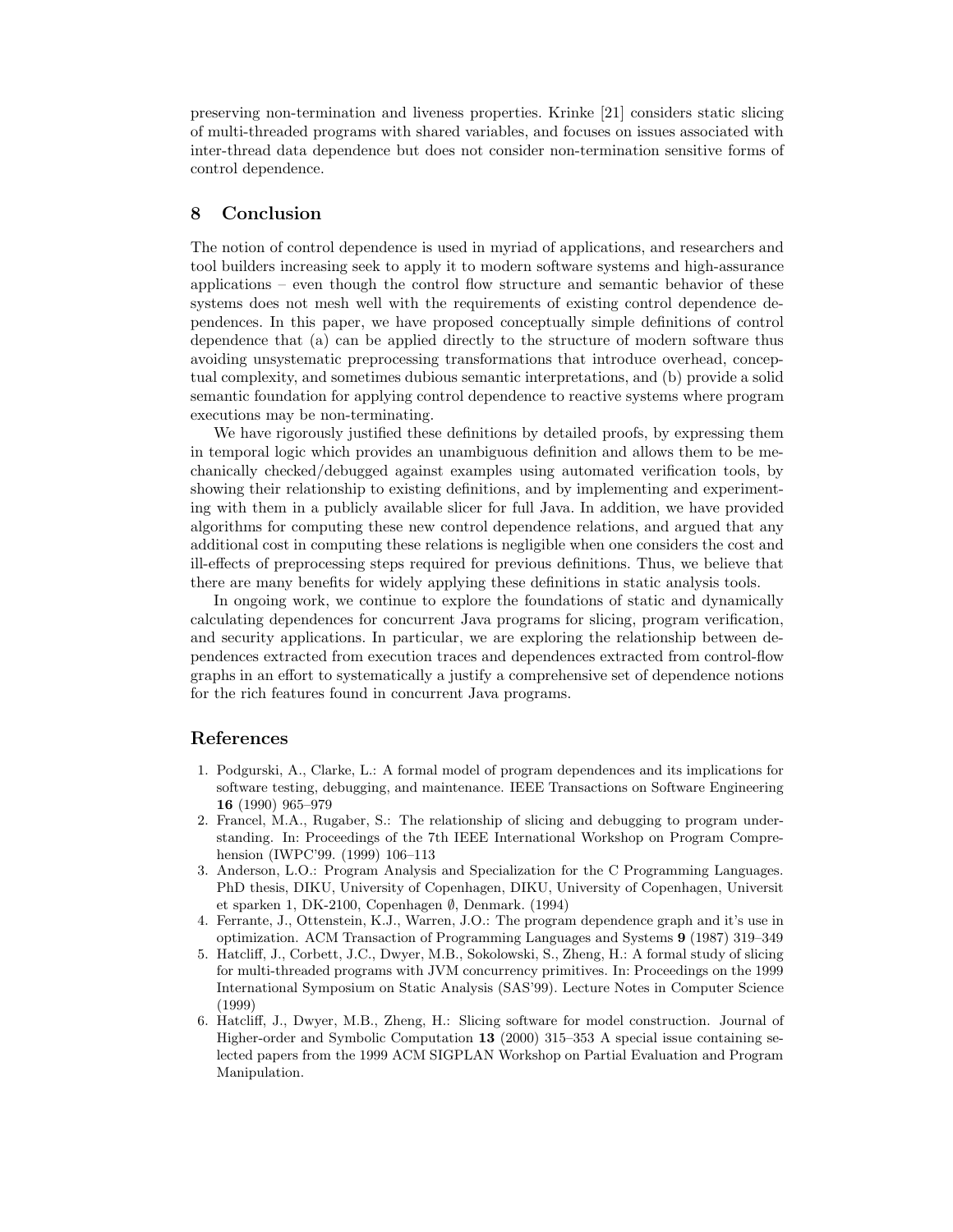preserving non-termination and liveness properties. Krinke [21] considers static slicing of multi-threaded programs with shared variables, and focuses on issues associated with inter-thread data dependence but does not consider non-termination sensitive forms of control dependence.

## 8 Conclusion

The notion of control dependence is used in myriad of applications, and researchers and tool builders increasing seek to apply it to modern software systems and high-assurance applications – even though the control flow structure and semantic behavior of these systems does not mesh well with the requirements of existing control dependence dependences. In this paper, we have proposed conceptually simple definitions of control dependence that (a) can be applied directly to the structure of modern software thus avoiding unsystematic preprocessing transformations that introduce overhead, conceptual complexity, and sometimes dubious semantic interpretations, and (b) provide a solid semantic foundation for applying control dependence to reactive systems where program executions may be non-terminating.

We have rigorously justified these definitions by detailed proofs, by expressing them in temporal logic which provides an unambiguous definition and allows them to be mechanically checked/debugged against examples using automated verification tools, by showing their relationship to existing definitions, and by implementing and experimenting with them in a publicly available slicer for full Java. In addition, we have provided algorithms for computing these new control dependence relations, and argued that any additional cost in computing these relations is negligible when one considers the cost and ill-effects of preprocessing steps required for previous definitions. Thus, we believe that there are many benefits for widely applying these definitions in static analysis tools.

In ongoing work, we continue to explore the foundations of static and dynamically calculating dependences for concurrent Java programs for slicing, program verification, and security applications. In particular, we are exploring the relationship between dependences extracted from execution traces and dependences extracted from control-flow graphs in an effort to systematically a justify a comprehensive set of dependence notions for the rich features found in concurrent Java programs.

## References

1. Podgurski, A., Clarke, L.: A formal model of program dependences and its implications for software testing, debugging, and maintenance. IEEE Transactions on Software Engineering **16** (1990) 965–979
2. Francel, M.A., Rugaber, S.: The relationship of slicing and debugging to program understanding. In: Proceedings of the 7th IEEE International Workshop on Program Comprehension (IWPC'99. (1999) 106–113
3. Anderson, L.O.: Program Analysis and Specialization for the C Programming Languages. PhD thesis, DIKU, University of Copenhagen, DIKU, University of Copenhagen, Universit et sparken 1, DK-2100, Copenhagen ∅, Denmark. (1994)
4. Ferrante, J., Ottenstein, K.J., Warren, J.O.: The program dependence graph and it's use in optimization. ACM Transaction of Programming Languages and Systems **9** (1987) 319–349
5. Hatcliff, J., Corbett, J.C., Dwyer, M.B., Sokolowski, S., Zheng, H.: A formal study of slicing for multi-threaded programs with JVM concurrency primitives. In: Proceedings on the 1999 International Symposium on Static Analysis (SAS'99). Lecture Notes in Computer Science (1999)
6. Hatcliff, J., Dwyer, M.B., Zheng, H.: Slicing software for model construction. Journal of Higher-order and Symbolic Computation **13** (2000) 315–353 A special issue containing selected papers from the 1999 ACM SIGPLAN Workshop on Partial Evaluation and Program Manipulation.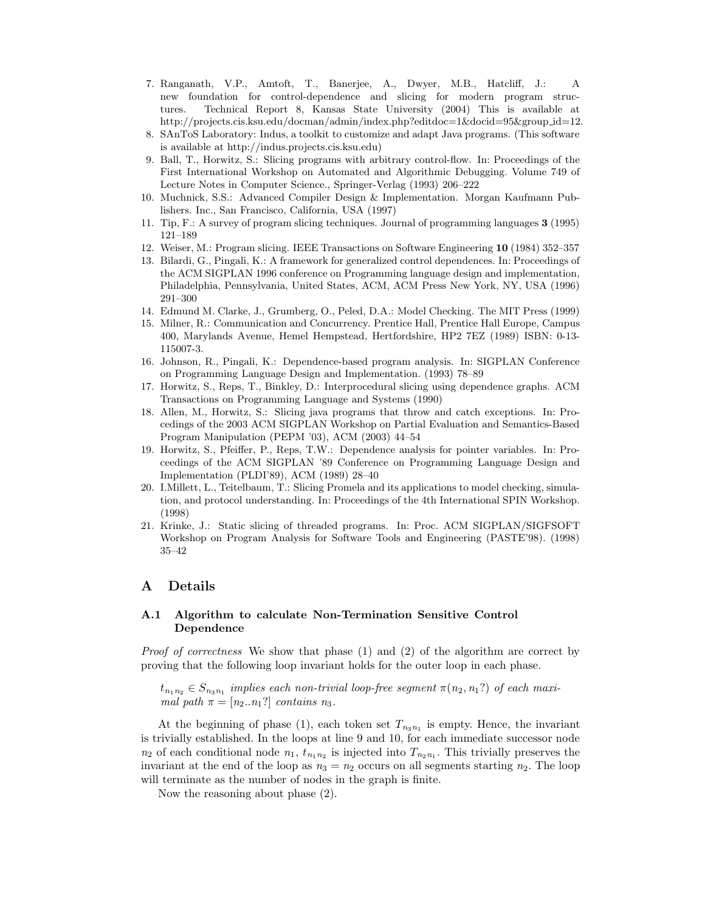7. Ranganath, V.P., Amtoft, T., Banerjee, A., Dwyer, M.B., Hatcliff, J.: A new foundation for control-dependence and slicing for modern program structures. Technical Report 8, Kansas State University (2004) This is available at http://projects.cis.ksu.edu/docman/admin/index.php?editdoc=1&docid=95&group_id=12.
8. SAnToS Laboratory: Indus, a toolkit to customize and adapt Java programs. (This software is available at http://indus.projects.cis.ksu.edu)
9. Ball, T., Horwitz, S.: Slicing programs with arbitrary control-flow. In: Proceedings of the First International Workshop on Automated and Algorithmic Debugging. Volume 749 of Lecture Notes in Computer Science., Springer-Verlag (1993) 206–222
10. Muchnick, S.S.: Advanced Compiler Design & Implementation. Morgan Kaufmann Publishers. Inc., San Francisco, California, USA (1997)
11. Tip, F.: A survey of program slicing techniques. Journal of programming languages **3** (1995) 121–189
12. Weiser, M.: Program slicing. IEEE Transactions on Software Engineering **10** (1984) 352–357
13. Bilardi, G., Pingali, K.: A framework for generalized control dependences. In: Proceedings of the ACM SIGPLAN 1996 conference on Programming language design and implementation, Philadelphia, Pennsylvania, United States, ACM, ACM Press New York, NY, USA (1996) 291–300
14. Edmund M. Clarke, J., Grumberg, O., Peled, D.A.: Model Checking. The MIT Press (1999)
15. Milner, R.: Communication and Concurrency. Prentice Hall, Prentice Hall Europe, Campus 400, Marylands Avenue, Hemel Hempstead, Hertfordshire, HP2 7EZ (1989) ISBN: 0-13-115007-3.
16. Johnson, R., Pingali, K.: Dependence-based program analysis. In: SIGPLAN Conference on Programming Language Design and Implementation. (1993) 78–89
17. Horwitz, S., Reps, T., Binkley, D.: Interprocedural slicing using dependence graphs. ACM Transactions on Programming Language and Systems (1990)
18. Allen, M., Horwitz, S.: Slicing java programs that throw and catch exceptions. In: Procedings of the 2003 ACM SIGPLAN Workshop on Partial Evaluation and Semantics-Based Program Manipulation (PEPM '03), ACM (2003) 44–54
19. Horwitz, S., Pfeiffer, P., Reps, T.W.: Dependence analysis for pointer variables. In: Proceedings of the ACM SIGPLAN '89 Conference on Programming Language Design and Implementation (PLDI'89), ACM (1989) 28–40
20. I.Millett, L., Teitelbaum, T.: Slicing Promela and its applications to model checking, simulation, and protocol understanding. In: Proceedings of the 4th International SPIN Workshop. (1998)
21. Krinke, J.: Static slicing of threaded programs. In: Proc. ACM SIGPLAN/SIGFSOFT Workshop on Program Analysis for Software Tools and Engineering (PASTE'98). (1998) 35–42

# A Details

## A.1 Algorithm to calculate Non-Termination Sensitive Control Dependence

*Proof of correctness* We show that phase (1) and (2) of the algorithm are correct by proving that the following loop invariant holds for the outer loop in each phase.

> $t_{n_1 n_2} \in S_{n_3 n_1}$ *implies each non-trivial loop-free segment* $\pi(n_2, n_1?)$ *of each maximal path* $\pi = [n_2..n_1?]$ *contains* $n_3$.

At the beginning of phase (1), each token set $T_{n_3 n_1}$ is empty. Hence, the invariant is trivially established. In the loops at line 9 and 10, for each immediate successor node $n_2$ of each conditional node $n_1$, $t_{n_1 n_2}$ is injected into $T_{n_2 n_1}$. This trivially preserves the invariant at the end of the loop as $n_3 = n_2$ occurs on all segments starting $n_2$. The loop will terminate as the number of nodes in the graph is finite.

Now the reasoning about phase (2).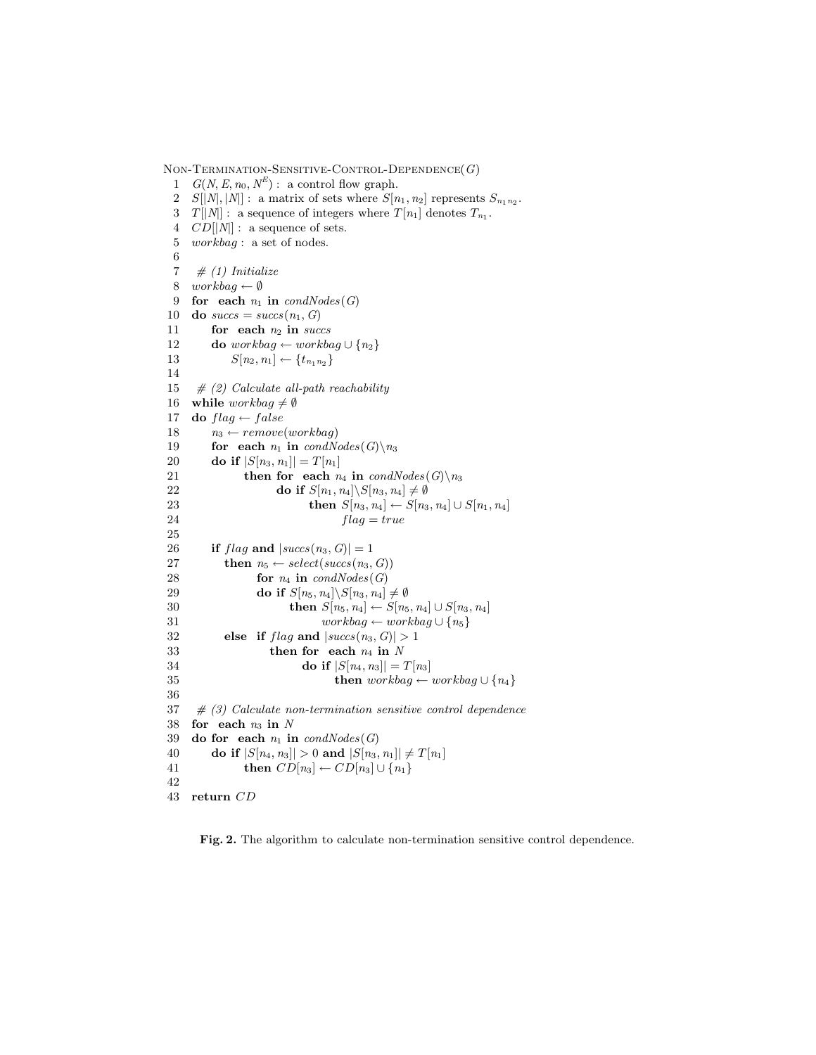```
Non-Termination-Sensitive-Control-Dependence(G)
 1  G(N, E, n0, N^E) :  a control flow graph.
 2  S[|N|, |N|] :  a matrix of sets where S[n1, n2] represents S_{n1 n2}.
 3  T[|N|] :  a sequence of integers where T[n1] denotes T_{n1}.
 4  CD[|N|] :  a sequence of sets.
 5  workbag :  a set of nodes.
 6
 7   # (1) Initialize
 8  workbag ← ∅
 9  for  each n1 in condNodes(G)
10  do succs = succs(n1, G)
11      for  each n2 in succs
12      do workbag ← workbag ∪ {n2}
13          S[n2, n1] ← {t_{n1 n2}}
14
15   # (2) Calculate all-path reachability
16  while workbag ≠ ∅
17  do flag ← false
18      n3 ← remove(workbag)
19      for  each n1 in condNodes(G)\n3
20      do if |S[n3, n1]| = T[n1]
21             then for  each n4 in condNodes(G)\n3
22                    do if S[n1, n4]\S[n3, n4] ≠ ∅
23                          then S[n3, n4] ← S[n3, n4] ∪ S[n1, n4]
24                                 flag = true
25
26      if flag and |succs(n3, G)| = 1
27         then n5 ← select(succs(n3, G))
28                for n4 in condNodes(G)
29                do if S[n5, n4]\S[n3, n4] ≠ ∅
30                      then S[n5, n4] ← S[n5, n4] ∪ S[n3, n4]
31                             workbag ← workbag ∪ {n5}
32         else  if flag and |succs(n3, G)| > 1
33                   then for  each n4 in N
34                          do if |S[n4, n3]| = T[n3]
35                                then workbag ← workbag ∪ {n4}
36
37   # (3) Calculate non-termination sensitive control dependence
38  for  each n3 in N
39  do for  each n1 in condNodes(G)
40      do if |S[n4, n3]| > 0 and |S[n3, n1]| ≠ T[n1]
41             then CD[n3] ← CD[n3] ∪ {n1}
42
43  return CD
```

**Fig. 2.** The algorithm to calculate non-termination sensitive control dependence.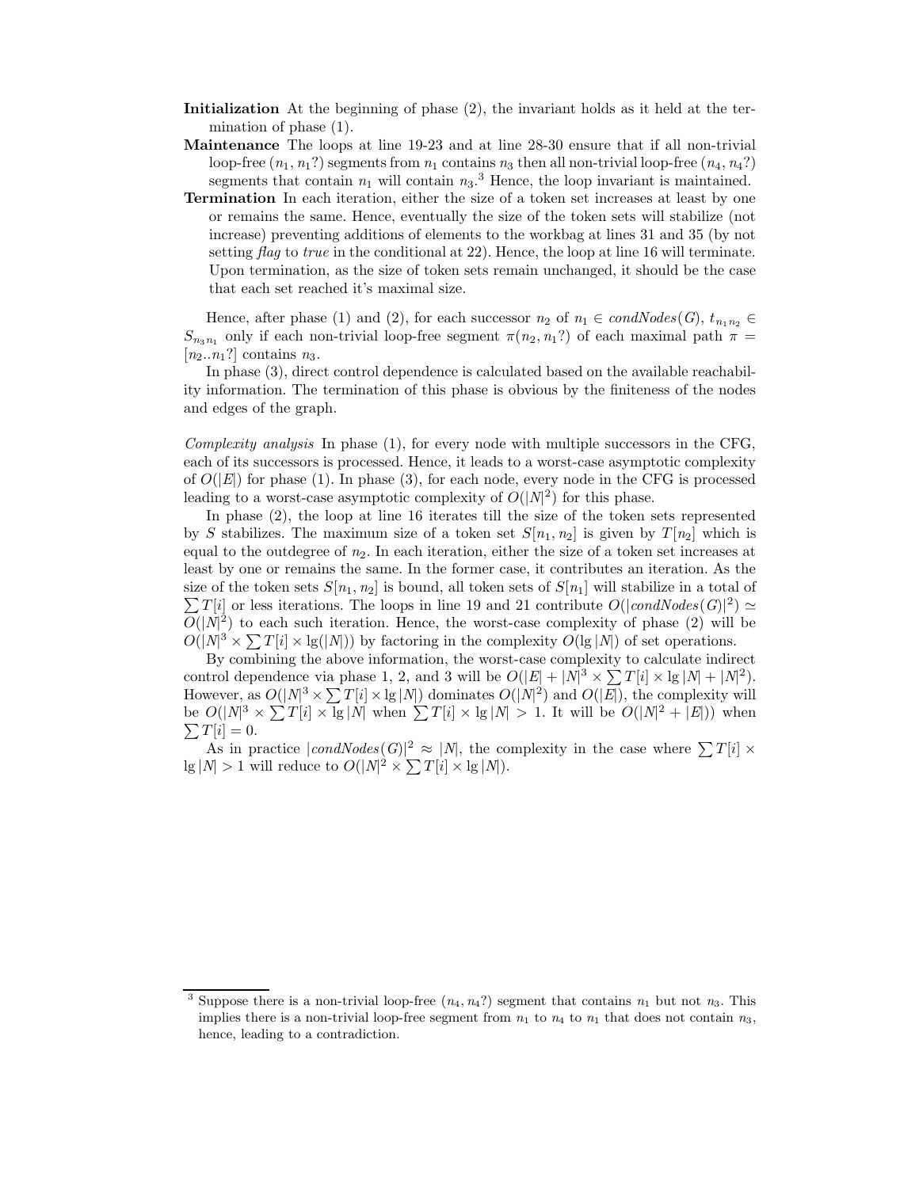**Initialization** At the beginning of phase (2), the invariant holds as it held at the termination of phase (1).

**Maintenance** The loops at line 19-23 and at line 28-30 ensure that if all non-trivial loop-free $(n_1, n_1?)$ segments from $n_1$ contains $n_3$ then all non-trivial loop-free $(n_4, n_4?)$ segments that contain $n_1$ will contain $n_3$.[3] Hence, the loop invariant is maintained.

**Termination** In each iteration, either the size of a token set increases at least by one or remains the same. Hence, eventually the size of the token sets will stabilize (not increase) preventing additions of elements to the workbag at lines 31 and 35 (by not setting *flag* to *true* in the conditional at 22). Hence, the loop at line 16 will terminate. Upon termination, as the size of token sets remain unchanged, it should be the case that each set reached it's maximal size.

Hence, after phase (1) and (2), for each successor $n_2$ of $n_1 \in condNodes(G)$, $t_{n_1 n_2} \in S_{n_3 n_1}$ only if each non-trivial loop-free segment $\pi(n_2, n_1?)$ of each maximal path $\pi = [n_2..n_1?]$ contains $n_3$.

In phase (3), direct control dependence is calculated based on the available reachability information. The termination of this phase is obvious by the finiteness of the nodes and edges of the graph.

*Complexity analysis* In phase (1), for every node with multiple successors in the CFG, each of its successors is processed. Hence, it leads to a worst-case asymptotic complexity of $O(|E|)$ for phase (1). In phase (3), for each node, every node in the CFG is processed leading to a worst-case asymptotic complexity of $O(|N|^2)$ for this phase.

In phase (2), the loop at line 16 iterates till the size of the token sets represented by $S$ stabilizes. The maximum size of a token set $S[n_1, n_2]$ is given by $T[n_2]$ which is equal to the outdegree of $n_2$. In each iteration, either the size of a token set increases at least by one or remains the same. In the former case, it contributes an iteration. As the size of the token sets $S[n_1, n_2]$ is bound, all token sets of $S[n_1]$ will stabilize in a total of $\sum T[i]$ or less iterations. The loops in line 19 and 21 contribute $O(|condNodes(G)|^2) \simeq O(|N|^2)$ to each such iteration. Hence, the worst-case complexity of phase (2) will be $O(|N|^3 \times \sum T[i] \times \lg(|N|))$ by factoring in the complexity $O(\lg |N|)$ of set operations.

By combining the above information, the worst-case complexity to calculate indirect control dependence via phase 1, 2, and 3 will be $O(|E| + |N|^3 \times \sum T[i] \times \lg |N| + |N|^2)$. However, as $O(|N|^3 \times \sum T[i] \times \lg |N|)$ dominates $O(|N|^2)$ and $O(|E|)$, the complexity will be $O(|N|^3 \times \sum T[i] \times \lg |N|$ when $\sum T[i] \times \lg |N| > 1$. It will be $O(|N|^2 + |E|))$ when $\sum T[i] = 0$.

As in practice $|condNodes(G)|^2 \approx |N|$, the complexity in the case where $\sum T[i] \times \lg |N| > 1$ will reduce to $O(|N|^2 \times \sum T[i] \times \lg |N|)$.

[3] Suppose there is a non-trivial loop-free $(n_4, n_4?)$ segment that contains $n_1$ but not $n_3$. This implies there is a non-trivial loop-free segment from $n_1$ to $n_4$ to $n_1$ that does not contain $n_3$, hence, leading to a contradiction.